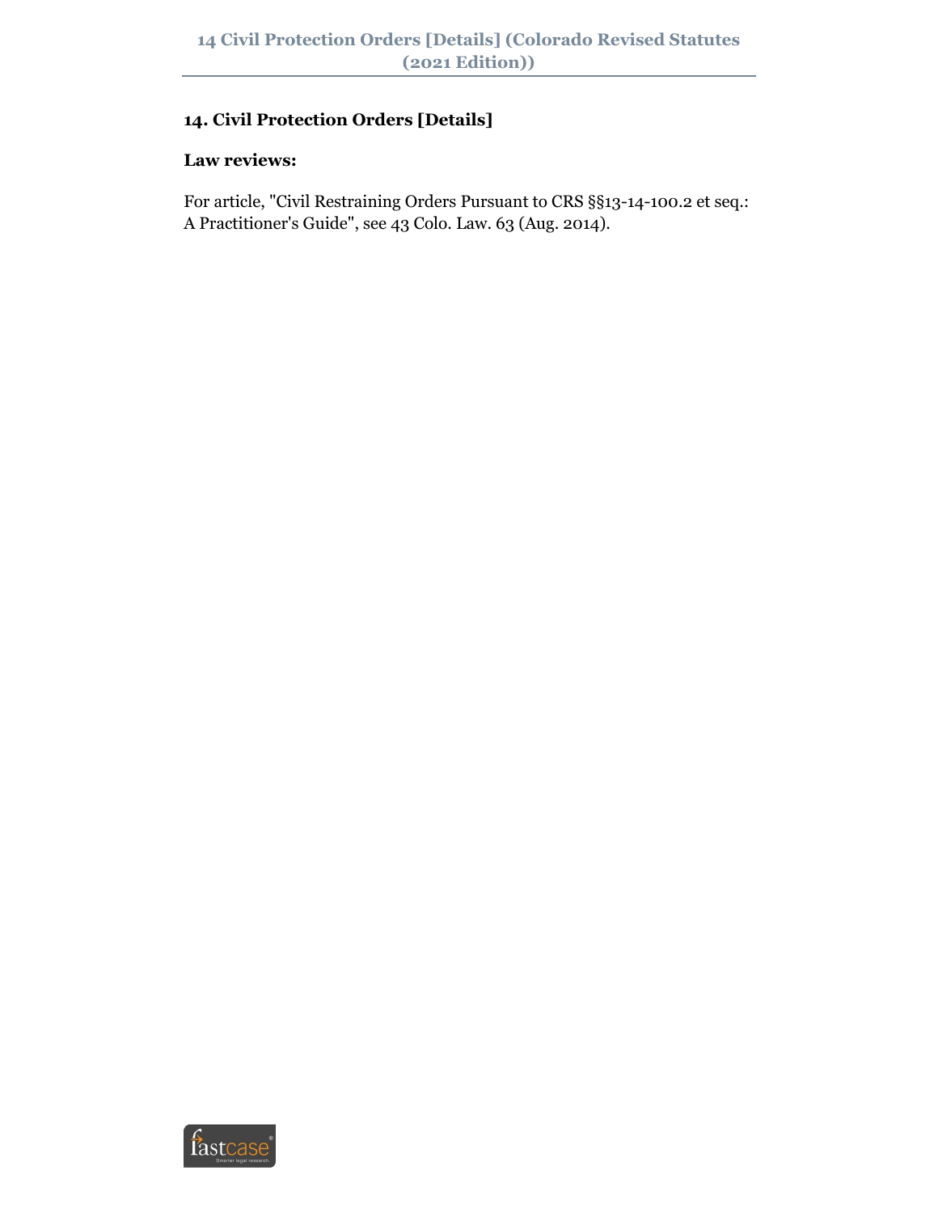## 14. Civil Protection Orders [Details]

**Law reviews:**

For article, "Civil Restraining Orders Pursuant to CRS §§13-14-100.2 et seq.: A Practitioner's Guide", see 43 Colo. Law. 63 (Aug. 2014).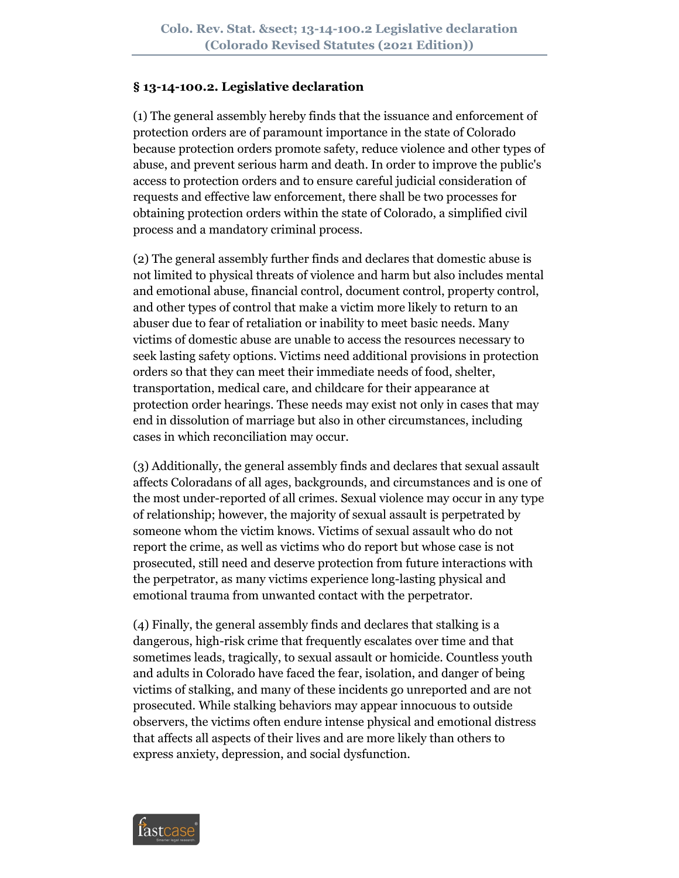## § 13-14-100.2. Legislative declaration

(1) The general assembly hereby finds that the issuance and enforcement of protection orders are of paramount importance in the state of Colorado because protection orders promote safety, reduce violence and other types of abuse, and prevent serious harm and death. In order to improve the public's access to protection orders and to ensure careful judicial consideration of requests and effective law enforcement, there shall be two processes for obtaining protection orders within the state of Colorado, a simplified civil process and a mandatory criminal process.

(2) The general assembly further finds and declares that domestic abuse is not limited to physical threats of violence and harm but also includes mental and emotional abuse, financial control, document control, property control, and other types of control that make a victim more likely to return to an abuser due to fear of retaliation or inability to meet basic needs. Many victims of domestic abuse are unable to access the resources necessary to seek lasting safety options. Victims need additional provisions in protection orders so that they can meet their immediate needs of food, shelter, transportation, medical care, and childcare for their appearance at protection order hearings. These needs may exist not only in cases that may end in dissolution of marriage but also in other circumstances, including cases in which reconciliation may occur.

(3) Additionally, the general assembly finds and declares that sexual assault affects Coloradans of all ages, backgrounds, and circumstances and is one of the most under-reported of all crimes. Sexual violence may occur in any type of relationship; however, the majority of sexual assault is perpetrated by someone whom the victim knows. Victims of sexual assault who do not report the crime, as well as victims who do report but whose case is not prosecuted, still need and deserve protection from future interactions with the perpetrator, as many victims experience long-lasting physical and emotional trauma from unwanted contact with the perpetrator.

(4) Finally, the general assembly finds and declares that stalking is a dangerous, high-risk crime that frequently escalates over time and that sometimes leads, tragically, to sexual assault or homicide. Countless youth and adults in Colorado have faced the fear, isolation, and danger of being victims of stalking, and many of these incidents go unreported and are not prosecuted. While stalking behaviors may appear innocuous to outside observers, the victims often endure intense physical and emotional distress that affects all aspects of their lives and are more likely than others to express anxiety, depression, and social dysfunction.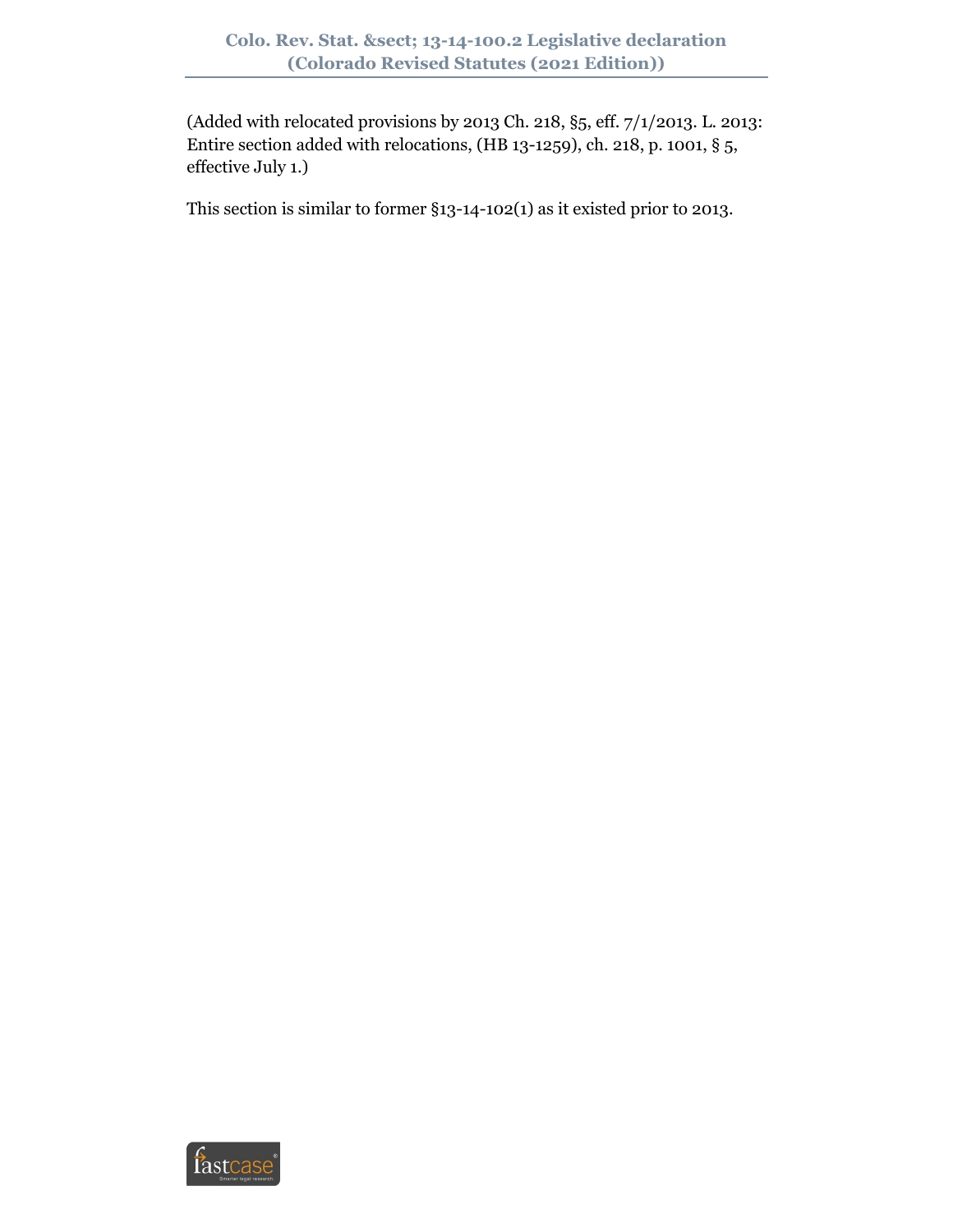(Added with relocated provisions by 2013 Ch. 218, §5, eff. 7/1/2013. L. 2013: Entire section added with relocations, (HB 13-1259), ch. 218, p. 1001, § 5, effective July 1.)

This section is similar to former §13-14-102(1) as it existed prior to 2013.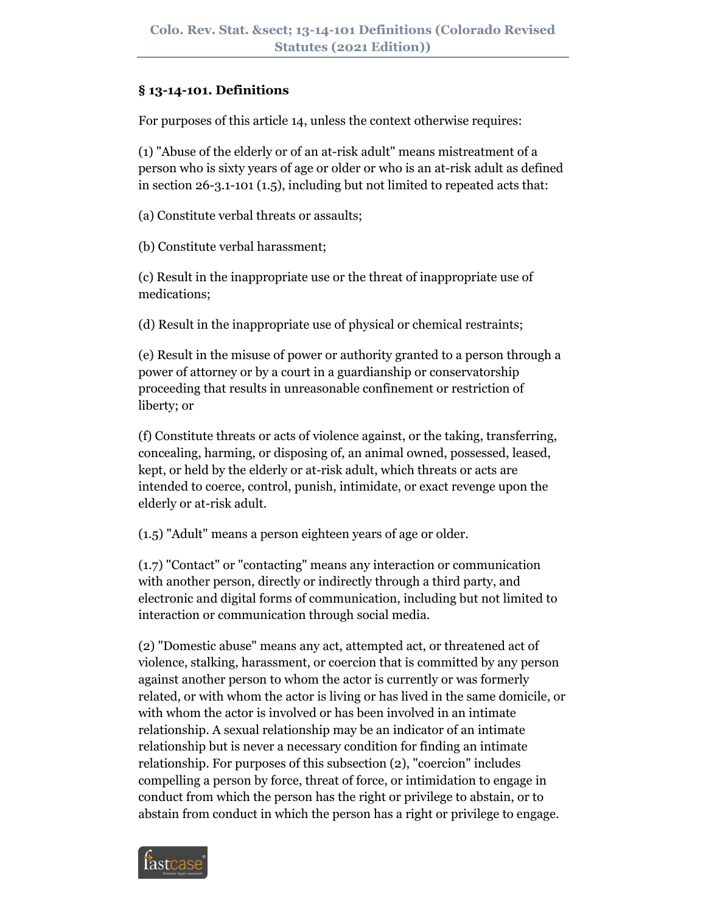### § 13-14-101. Definitions

For purposes of this article 14, unless the context otherwise requires:

(1) "Abuse of the elderly or of an at-risk adult" means mistreatment of a person who is sixty years of age or older or who is an at-risk adult as defined in section 26-3.1-101 (1.5), including but not limited to repeated acts that:

(a) Constitute verbal threats or assaults;

(b) Constitute verbal harassment;

(c) Result in the inappropriate use or the threat of inappropriate use of medications;

(d) Result in the inappropriate use of physical or chemical restraints;

(e) Result in the misuse of power or authority granted to a person through a power of attorney or by a court in a guardianship or conservatorship proceeding that results in unreasonable confinement or restriction of liberty; or

(f) Constitute threats or acts of violence against, or the taking, transferring, concealing, harming, or disposing of, an animal owned, possessed, leased, kept, or held by the elderly or at-risk adult, which threats or acts are intended to coerce, control, punish, intimidate, or exact revenge upon the elderly or at-risk adult.

(1.5) "Adult" means a person eighteen years of age or older.

(1.7) "Contact" or "contacting" means any interaction or communication with another person, directly or indirectly through a third party, and electronic and digital forms of communication, including but not limited to interaction or communication through social media.

(2) "Domestic abuse" means any act, attempted act, or threatened act of violence, stalking, harassment, or coercion that is committed by any person against another person to whom the actor is currently or was formerly related, or with whom the actor is living or has lived in the same domicile, or with whom the actor is involved or has been involved in an intimate relationship. A sexual relationship may be an indicator of an intimate relationship but is never a necessary condition for finding an intimate relationship. For purposes of this subsection (2), "coercion" includes compelling a person by force, threat of force, or intimidation to engage in conduct from which the person has the right or privilege to abstain, or to abstain from conduct in which the person has a right or privilege to engage.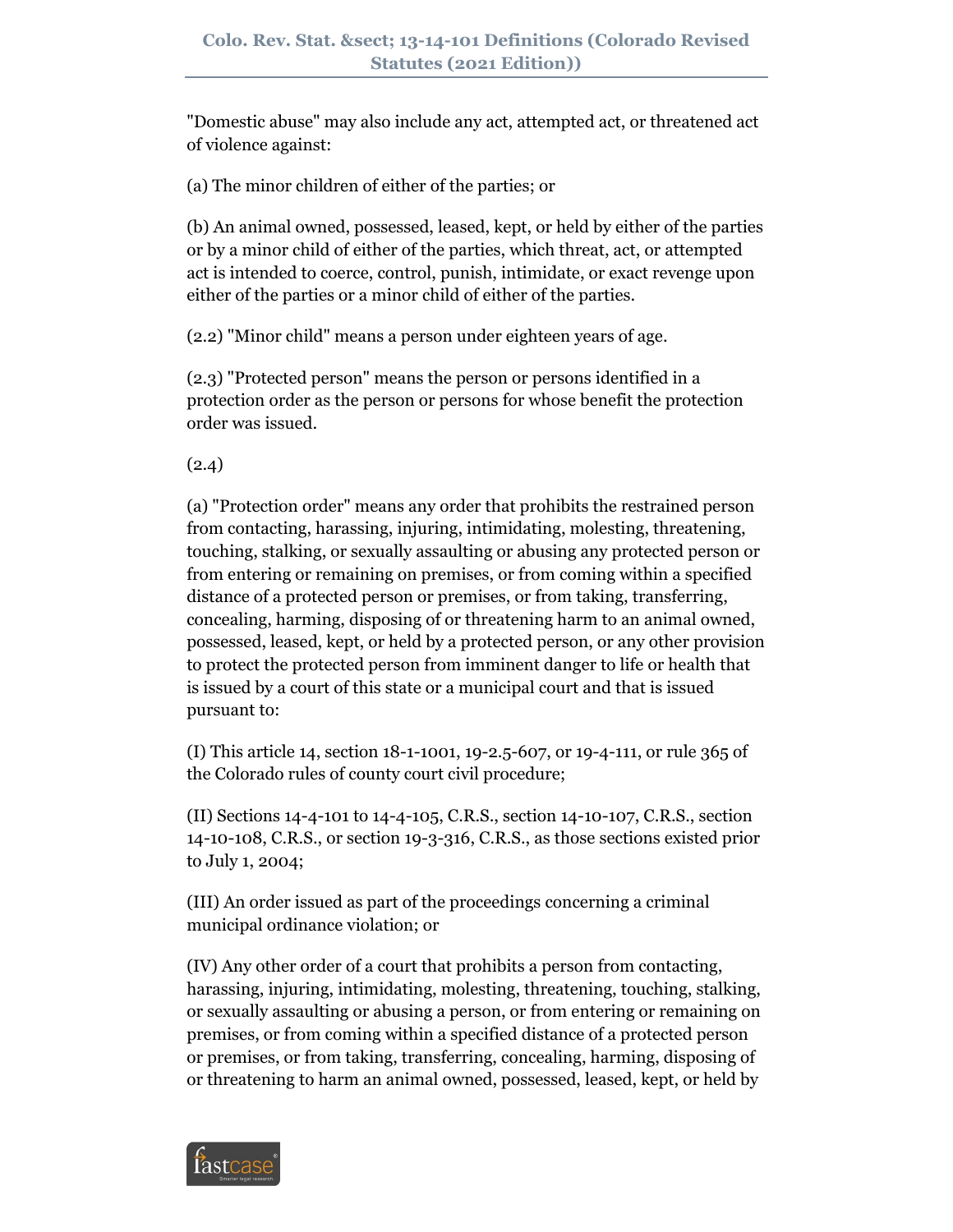"Domestic abuse" may also include any act, attempted act, or threatened act of violence against:

(a) The minor children of either of the parties; or

(b) An animal owned, possessed, leased, kept, or held by either of the parties or by a minor child of either of the parties, which threat, act, or attempted act is intended to coerce, control, punish, intimidate, or exact revenge upon either of the parties or a minor child of either of the parties.

(2.2) "Minor child" means a person under eighteen years of age.

(2.3) "Protected person" means the person or persons identified in a protection order as the person or persons for whose benefit the protection order was issued.

(2.4)

(a) "Protection order" means any order that prohibits the restrained person from contacting, harassing, injuring, intimidating, molesting, threatening, touching, stalking, or sexually assaulting or abusing any protected person or from entering or remaining on premises, or from coming within a specified distance of a protected person or premises, or from taking, transferring, concealing, harming, disposing of or threatening harm to an animal owned, possessed, leased, kept, or held by a protected person, or any other provision to protect the protected person from imminent danger to life or health that is issued by a court of this state or a municipal court and that is issued pursuant to:

(I) This article 14, section 18-1-1001, 19-2.5-607, or 19-4-111, or rule 365 of the Colorado rules of county court civil procedure;

(II) Sections 14-4-101 to 14-4-105, C.R.S., section 14-10-107, C.R.S., section 14-10-108, C.R.S., or section 19-3-316, C.R.S., as those sections existed prior to July 1, 2004;

(III) An order issued as part of the proceedings concerning a criminal municipal ordinance violation; or

(IV) Any other order of a court that prohibits a person from contacting, harassing, injuring, intimidating, molesting, threatening, touching, stalking, or sexually assaulting or abusing a person, or from entering or remaining on premises, or from coming within a specified distance of a protected person or premises, or from taking, transferring, concealing, harming, disposing of or threatening to harm an animal owned, possessed, leased, kept, or held by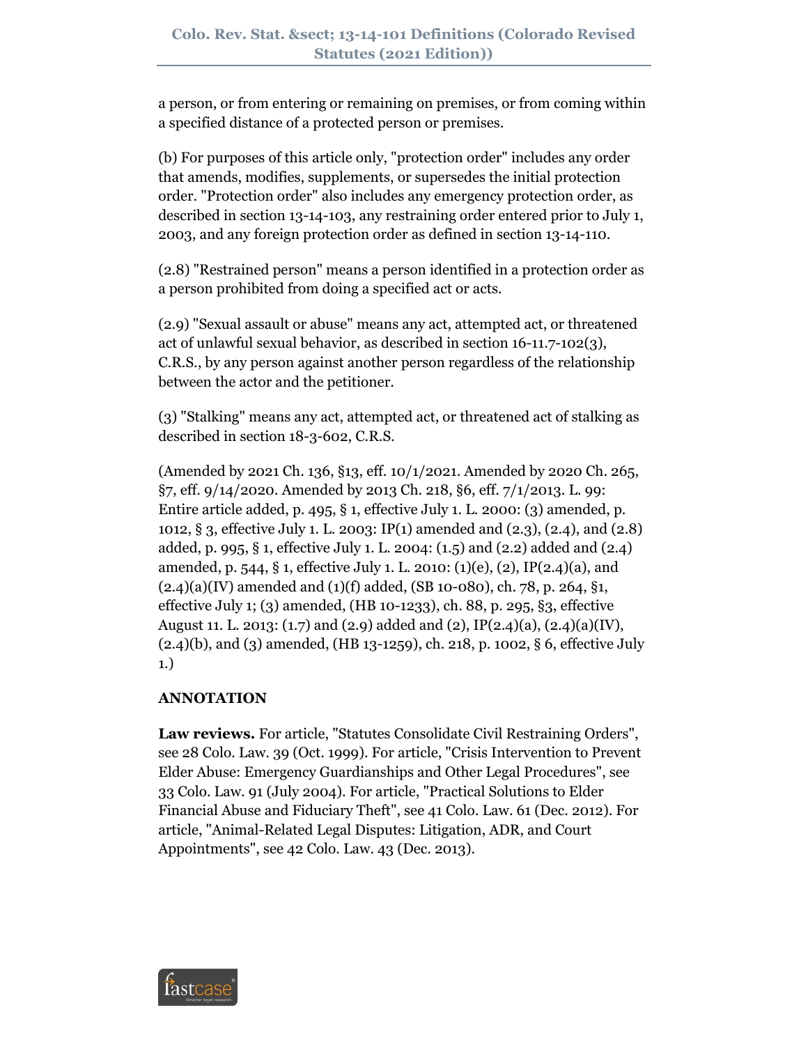a person, or from entering or remaining on premises, or from coming within a specified distance of a protected person or premises.

(b) For purposes of this article only, "protection order" includes any order that amends, modifies, supplements, or supersedes the initial protection order. "Protection order" also includes any emergency protection order, as described in section 13-14-103, any restraining order entered prior to July 1, 2003, and any foreign protection order as defined in section 13-14-110.

(2.8) "Restrained person" means a person identified in a protection order as a person prohibited from doing a specified act or acts.

(2.9) "Sexual assault or abuse" means any act, attempted act, or threatened act of unlawful sexual behavior, as described in section 16-11.7-102(3), C.R.S., by any person against another person regardless of the relationship between the actor and the petitioner.

(3) "Stalking" means any act, attempted act, or threatened act of stalking as described in section 18-3-602, C.R.S.

(Amended by 2021 Ch. 136, §13, eff. 10/1/2021. Amended by 2020 Ch. 265, §7, eff. 9/14/2020. Amended by 2013 Ch. 218, §6, eff. 7/1/2013. L. 99: Entire article added, p. 495, § 1, effective July 1. L. 2000: (3) amended, p. 1012, § 3, effective July 1. L. 2003: IP(1) amended and (2.3), (2.4), and (2.8) added, p. 995, § 1, effective July 1. L. 2004: (1.5) and (2.2) added and (2.4) amended, p. 544, § 1, effective July 1. L. 2010: (1)(e), (2), IP(2.4)(a), and (2.4)(a)(IV) amended and (1)(f) added, (SB 10-080), ch. 78, p. 264, §1, effective July 1; (3) amended, (HB 10-1233), ch. 88, p. 295, §3, effective August 11. L. 2013: (1.7) and (2.9) added and (2), IP(2.4)(a), (2.4)(a)(IV), (2.4)(b), and (3) amended, (HB 13-1259), ch. 218, p. 1002, § 6, effective July 1.)

**ANNOTATION**

**Law reviews.** For article, "Statutes Consolidate Civil Restraining Orders", see 28 Colo. Law. 39 (Oct. 1999). For article, "Crisis Intervention to Prevent Elder Abuse: Emergency Guardianships and Other Legal Procedures", see 33 Colo. Law. 91 (July 2004). For article, "Practical Solutions to Elder Financial Abuse and Fiduciary Theft", see 41 Colo. Law. 61 (Dec. 2012). For article, "Animal-Related Legal Disputes: Litigation, ADR, and Court Appointments", see 42 Colo. Law. 43 (Dec. 2013).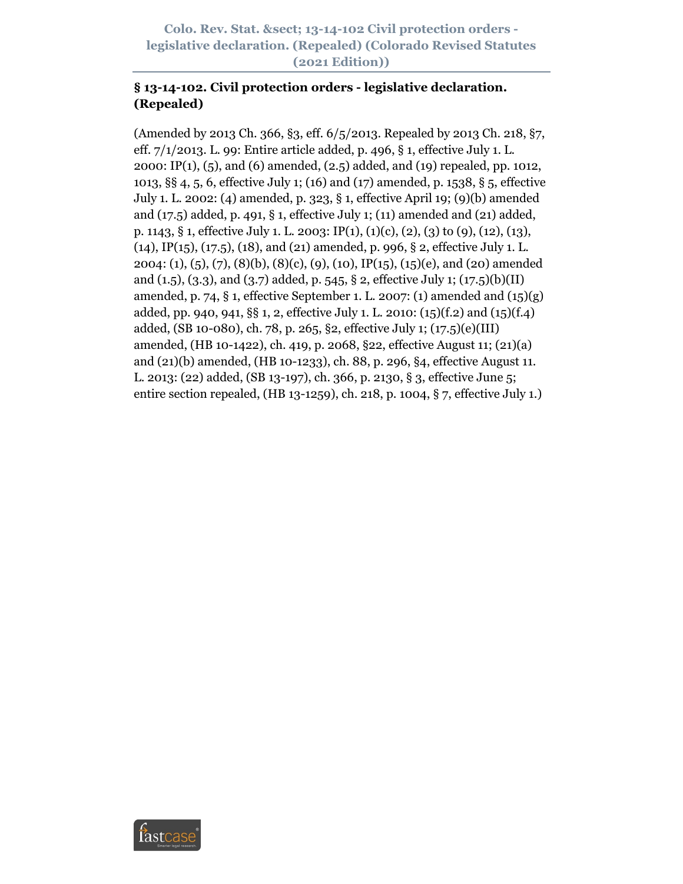## § 13-14-102. Civil protection orders - legislative declaration. (Repealed)

(Amended by 2013 Ch. 366, §3, eff. 6/5/2013. Repealed by 2013 Ch. 218, §7, eff. 7/1/2013. L. 99: Entire article added, p. 496, § 1, effective July 1. L. 2000: IP(1), (5), and (6) amended, (2.5) added, and (19) repealed, pp. 1012, 1013, §§ 4, 5, 6, effective July 1; (16) and (17) amended, p. 1538, § 5, effective July 1. L. 2002: (4) amended, p. 323, § 1, effective April 19; (9)(b) amended and (17.5) added, p. 491, § 1, effective July 1; (11) amended and (21) added, p. 1143, § 1, effective July 1. L. 2003: IP(1), (1)(c), (2), (3) to (9), (12), (13), (14), IP(15), (17.5), (18), and (21) amended, p. 996, § 2, effective July 1. L. 2004: (1), (5), (7), (8)(b), (8)(c), (9), (10), IP(15), (15)(e), and (20) amended and (1.5), (3.3), and (3.7) added, p. 545, § 2, effective July 1; (17.5)(b)(II) amended, p. 74, § 1, effective September 1. L. 2007: (1) amended and (15)(g) added, pp. 940, 941, §§ 1, 2, effective July 1. L. 2010: (15)(f.2) and (15)(f.4) added, (SB 10-080), ch. 78, p. 265, §2, effective July 1; (17.5)(e)(III) amended, (HB 10-1422), ch. 419, p. 2068, §22, effective August 11; (21)(a) and (21)(b) amended, (HB 10-1233), ch. 88, p. 296, §4, effective August 11. L. 2013: (22) added, (SB 13-197), ch. 366, p. 2130, § 3, effective June 5; entire section repealed, (HB 13-1259), ch. 218, p. 1004, § 7, effective July 1.)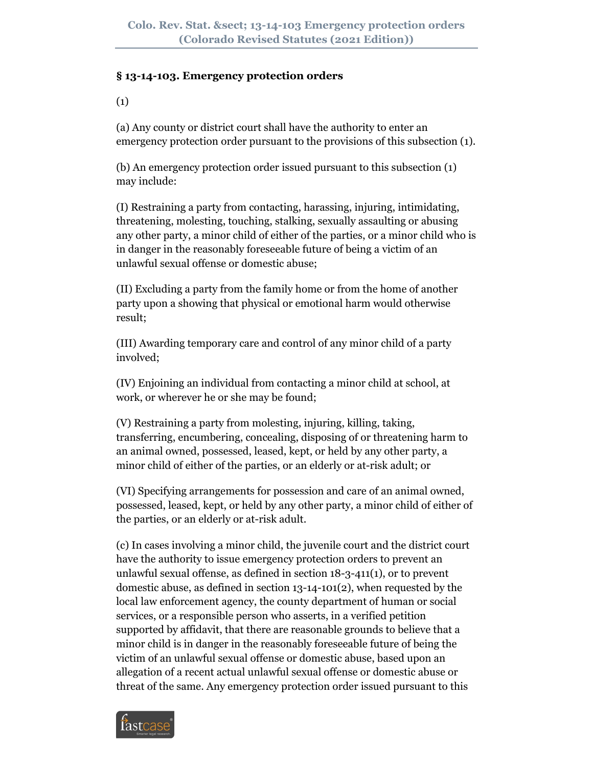### § 13-14-103. Emergency protection orders

(1)

(a) Any county or district court shall have the authority to enter an emergency protection order pursuant to the provisions of this subsection (1).

(b) An emergency protection order issued pursuant to this subsection (1) may include:

(I) Restraining a party from contacting, harassing, injuring, intimidating, threatening, molesting, touching, stalking, sexually assaulting or abusing any other party, a minor child of either of the parties, or a minor child who is in danger in the reasonably foreseeable future of being a victim of an unlawful sexual offense or domestic abuse;

(II) Excluding a party from the family home or from the home of another party upon a showing that physical or emotional harm would otherwise result;

(III) Awarding temporary care and control of any minor child of a party involved;

(IV) Enjoining an individual from contacting a minor child at school, at work, or wherever he or she may be found;

(V) Restraining a party from molesting, injuring, killing, taking, transferring, encumbering, concealing, disposing of or threatening harm to an animal owned, possessed, leased, kept, or held by any other party, a minor child of either of the parties, or an elderly or at-risk adult; or

(VI) Specifying arrangements for possession and care of an animal owned, possessed, leased, kept, or held by any other party, a minor child of either of the parties, or an elderly or at-risk adult.

(c) In cases involving a minor child, the juvenile court and the district court have the authority to issue emergency protection orders to prevent an unlawful sexual offense, as defined in section 18-3-411(1), or to prevent domestic abuse, as defined in section 13-14-101(2), when requested by the local law enforcement agency, the county department of human or social services, or a responsible person who asserts, in a verified petition supported by affidavit, that there are reasonable grounds to believe that a minor child is in danger in the reasonably foreseeable future of being the victim of an unlawful sexual offense or domestic abuse, based upon an allegation of a recent actual unlawful sexual offense or domestic abuse or threat of the same. Any emergency protection order issued pursuant to this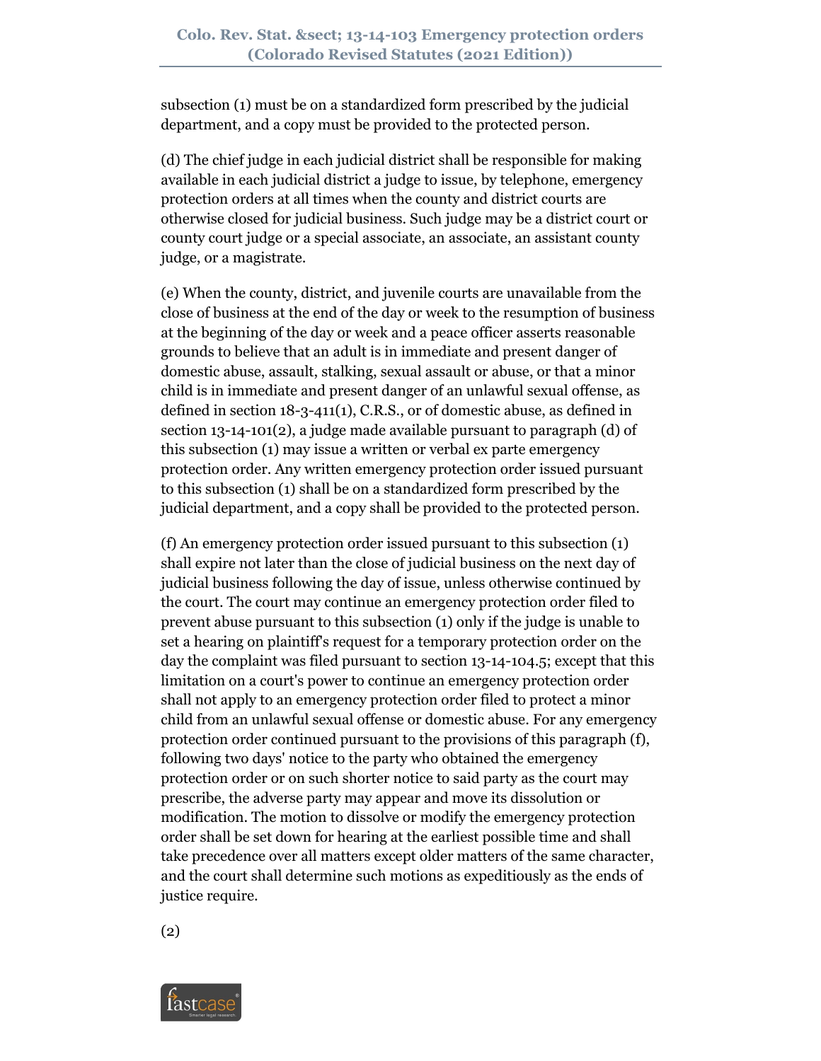subsection (1) must be on a standardized form prescribed by the judicial department, and a copy must be provided to the protected person.

(d) The chief judge in each judicial district shall be responsible for making available in each judicial district a judge to issue, by telephone, emergency protection orders at all times when the county and district courts are otherwise closed for judicial business. Such judge may be a district court or county court judge or a special associate, an associate, an assistant county judge, or a magistrate.

(e) When the county, district, and juvenile courts are unavailable from the close of business at the end of the day or week to the resumption of business at the beginning of the day or week and a peace officer asserts reasonable grounds to believe that an adult is in immediate and present danger of domestic abuse, assault, stalking, sexual assault or abuse, or that a minor child is in immediate and present danger of an unlawful sexual offense, as defined in section 18-3-411(1), C.R.S., or of domestic abuse, as defined in section 13-14-101(2), a judge made available pursuant to paragraph (d) of this subsection (1) may issue a written or verbal ex parte emergency protection order. Any written emergency protection order issued pursuant to this subsection (1) shall be on a standardized form prescribed by the judicial department, and a copy shall be provided to the protected person.

(f) An emergency protection order issued pursuant to this subsection (1) shall expire not later than the close of judicial business on the next day of judicial business following the day of issue, unless otherwise continued by the court. The court may continue an emergency protection order filed to prevent abuse pursuant to this subsection (1) only if the judge is unable to set a hearing on plaintiff's request for a temporary protection order on the day the complaint was filed pursuant to section 13-14-104.5; except that this limitation on a court's power to continue an emergency protection order shall not apply to an emergency protection order filed to protect a minor child from an unlawful sexual offense or domestic abuse. For any emergency protection order continued pursuant to the provisions of this paragraph (f), following two days' notice to the party who obtained the emergency protection order or on such shorter notice to said party as the court may prescribe, the adverse party may appear and move its dissolution or modification. The motion to dissolve or modify the emergency protection order shall be set down for hearing at the earliest possible time and shall take precedence over all matters except older matters of the same character, and the court shall determine such motions as expeditiously as the ends of justice require.

(2)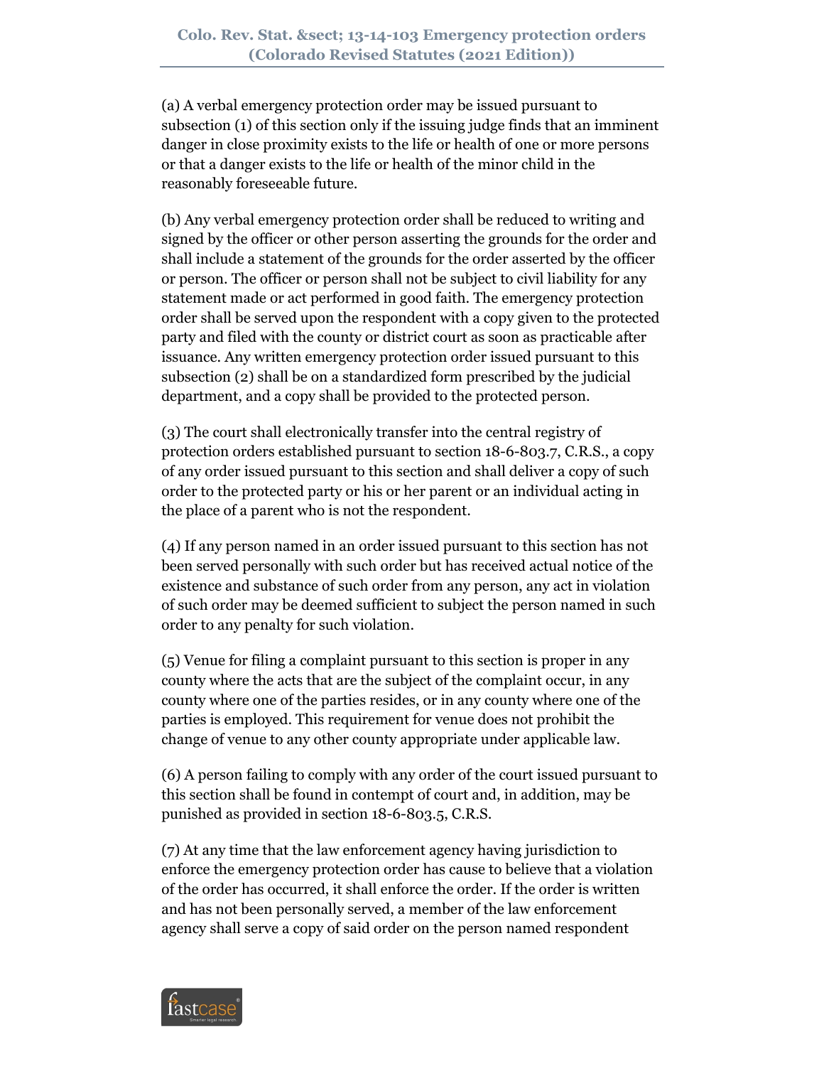(a) A verbal emergency protection order may be issued pursuant to subsection (1) of this section only if the issuing judge finds that an imminent danger in close proximity exists to the life or health of one or more persons or that a danger exists to the life or health of the minor child in the reasonably foreseeable future.

(b) Any verbal emergency protection order shall be reduced to writing and signed by the officer or other person asserting the grounds for the order and shall include a statement of the grounds for the order asserted by the officer or person. The officer or person shall not be subject to civil liability for any statement made or act performed in good faith. The emergency protection order shall be served upon the respondent with a copy given to the protected party and filed with the county or district court as soon as practicable after issuance. Any written emergency protection order issued pursuant to this subsection (2) shall be on a standardized form prescribed by the judicial department, and a copy shall be provided to the protected person.

(3) The court shall electronically transfer into the central registry of protection orders established pursuant to section 18-6-803.7, C.R.S., a copy of any order issued pursuant to this section and shall deliver a copy of such order to the protected party or his or her parent or an individual acting in the place of a parent who is not the respondent.

(4) If any person named in an order issued pursuant to this section has not been served personally with such order but has received actual notice of the existence and substance of such order from any person, any act in violation of such order may be deemed sufficient to subject the person named in such order to any penalty for such violation.

(5) Venue for filing a complaint pursuant to this section is proper in any county where the acts that are the subject of the complaint occur, in any county where one of the parties resides, or in any county where one of the parties is employed. This requirement for venue does not prohibit the change of venue to any other county appropriate under applicable law.

(6) A person failing to comply with any order of the court issued pursuant to this section shall be found in contempt of court and, in addition, may be punished as provided in section 18-6-803.5, C.R.S.

(7) At any time that the law enforcement agency having jurisdiction to enforce the emergency protection order has cause to believe that a violation of the order has occurred, it shall enforce the order. If the order is written and has not been personally served, a member of the law enforcement agency shall serve a copy of said order on the person named respondent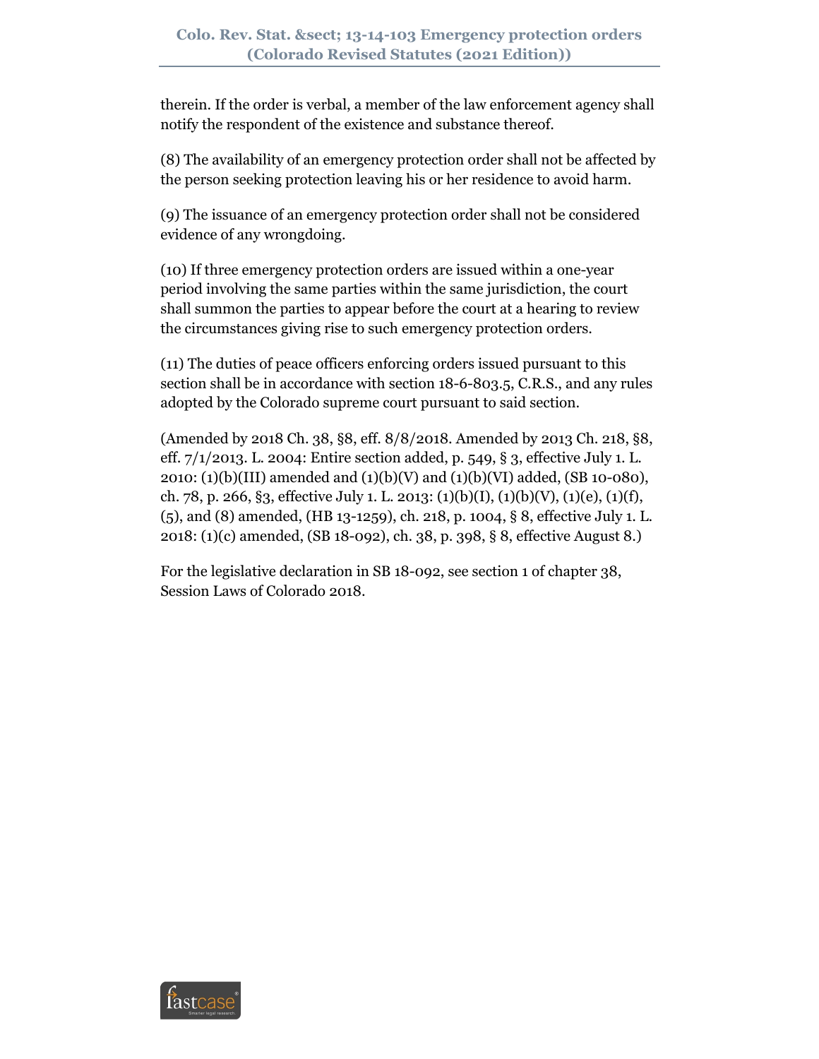therein. If the order is verbal, a member of the law enforcement agency shall notify the respondent of the existence and substance thereof.

(8) The availability of an emergency protection order shall not be affected by the person seeking protection leaving his or her residence to avoid harm.

(9) The issuance of an emergency protection order shall not be considered evidence of any wrongdoing.

(10) If three emergency protection orders are issued within a one-year period involving the same parties within the same jurisdiction, the court shall summon the parties to appear before the court at a hearing to review the circumstances giving rise to such emergency protection orders.

(11) The duties of peace officers enforcing orders issued pursuant to this section shall be in accordance with section 18-6-803.5, C.R.S., and any rules adopted by the Colorado supreme court pursuant to said section.

(Amended by 2018 Ch. 38, §8, eff. 8/8/2018. Amended by 2013 Ch. 218, §8, eff. 7/1/2013. L. 2004: Entire section added, p. 549, § 3, effective July 1. L. 2010: (1)(b)(III) amended and (1)(b)(V) and (1)(b)(VI) added, (SB 10-080), ch. 78, p. 266, §3, effective July 1. L. 2013: (1)(b)(I), (1)(b)(V), (1)(e), (1)(f), (5), and (8) amended, (HB 13-1259), ch. 218, p. 1004, § 8, effective July 1. L. 2018: (1)(c) amended, (SB 18-092), ch. 38, p. 398, § 8, effective August 8.)

For the legislative declaration in SB 18-092, see section 1 of chapter 38, Session Laws of Colorado 2018.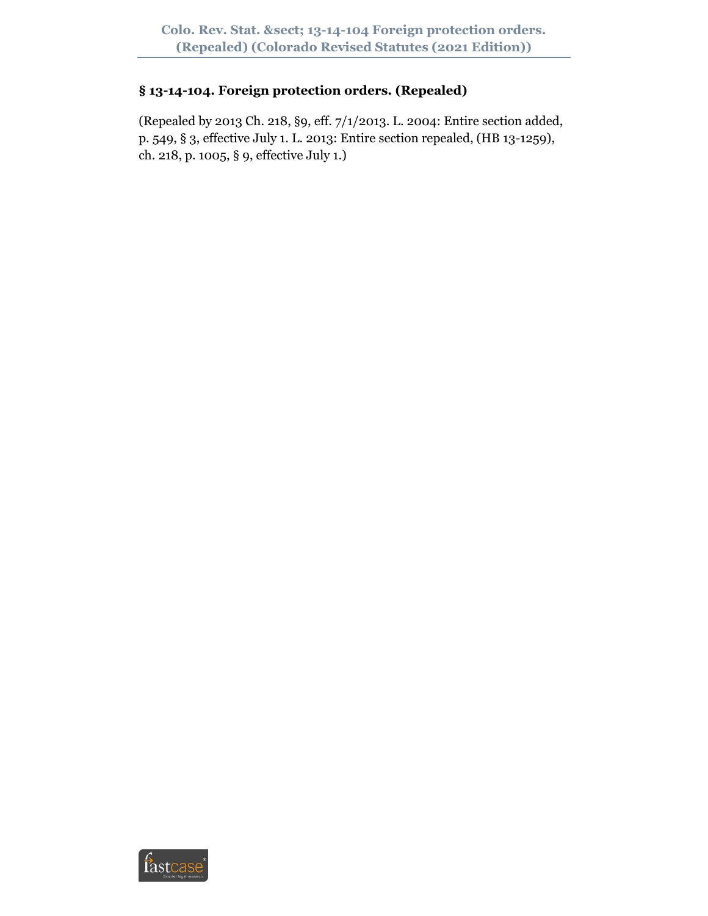## § 13-14-104. Foreign protection orders. (Repealed)

(Repealed by 2013 Ch. 218, §9, eff. 7/1/2013. L. 2004: Entire section added, p. 549, § 3, effective July 1. L. 2013: Entire section repealed, (HB 13-1259), ch. 218, p. 1005, § 9, effective July 1.)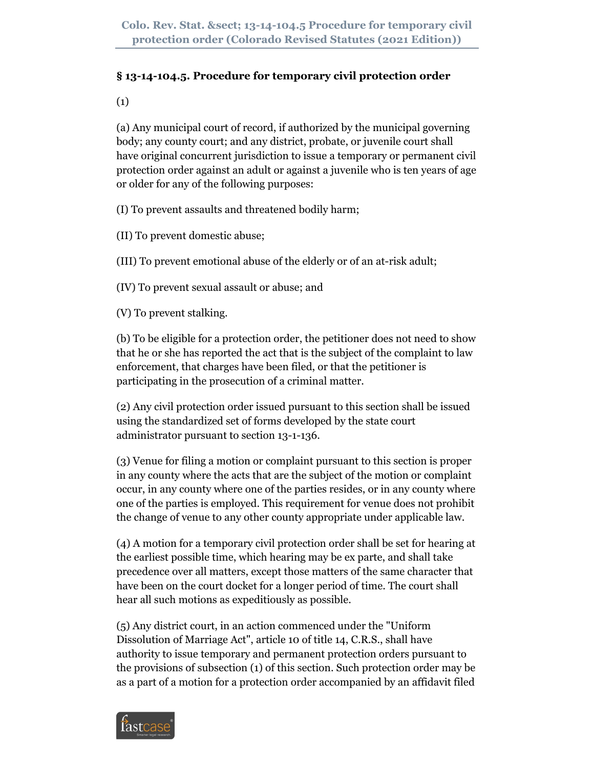## § 13-14-104.5. Procedure for temporary civil protection order

(1)

(a) Any municipal court of record, if authorized by the municipal governing body; any county court; and any district, probate, or juvenile court shall have original concurrent jurisdiction to issue a temporary or permanent civil protection order against an adult or against a juvenile who is ten years of age or older for any of the following purposes:

(I) To prevent assaults and threatened bodily harm;

(II) To prevent domestic abuse;

(III) To prevent emotional abuse of the elderly or of an at-risk adult;

(IV) To prevent sexual assault or abuse; and

(V) To prevent stalking.

(b) To be eligible for a protection order, the petitioner does not need to show that he or she has reported the act that is the subject of the complaint to law enforcement, that charges have been filed, or that the petitioner is participating in the prosecution of a criminal matter.

(2) Any civil protection order issued pursuant to this section shall be issued using the standardized set of forms developed by the state court administrator pursuant to section 13-1-136.

(3) Venue for filing a motion or complaint pursuant to this section is proper in any county where the acts that are the subject of the motion or complaint occur, in any county where one of the parties resides, or in any county where one of the parties is employed. This requirement for venue does not prohibit the change of venue to any other county appropriate under applicable law.

(4) A motion for a temporary civil protection order shall be set for hearing at the earliest possible time, which hearing may be ex parte, and shall take precedence over all matters, except those matters of the same character that have been on the court docket for a longer period of time. The court shall hear all such motions as expeditiously as possible.

(5) Any district court, in an action commenced under the "Uniform Dissolution of Marriage Act", article 10 of title 14, C.R.S., shall have authority to issue temporary and permanent protection orders pursuant to the provisions of subsection (1) of this section. Such protection order may be as a part of a motion for a protection order accompanied by an affidavit filed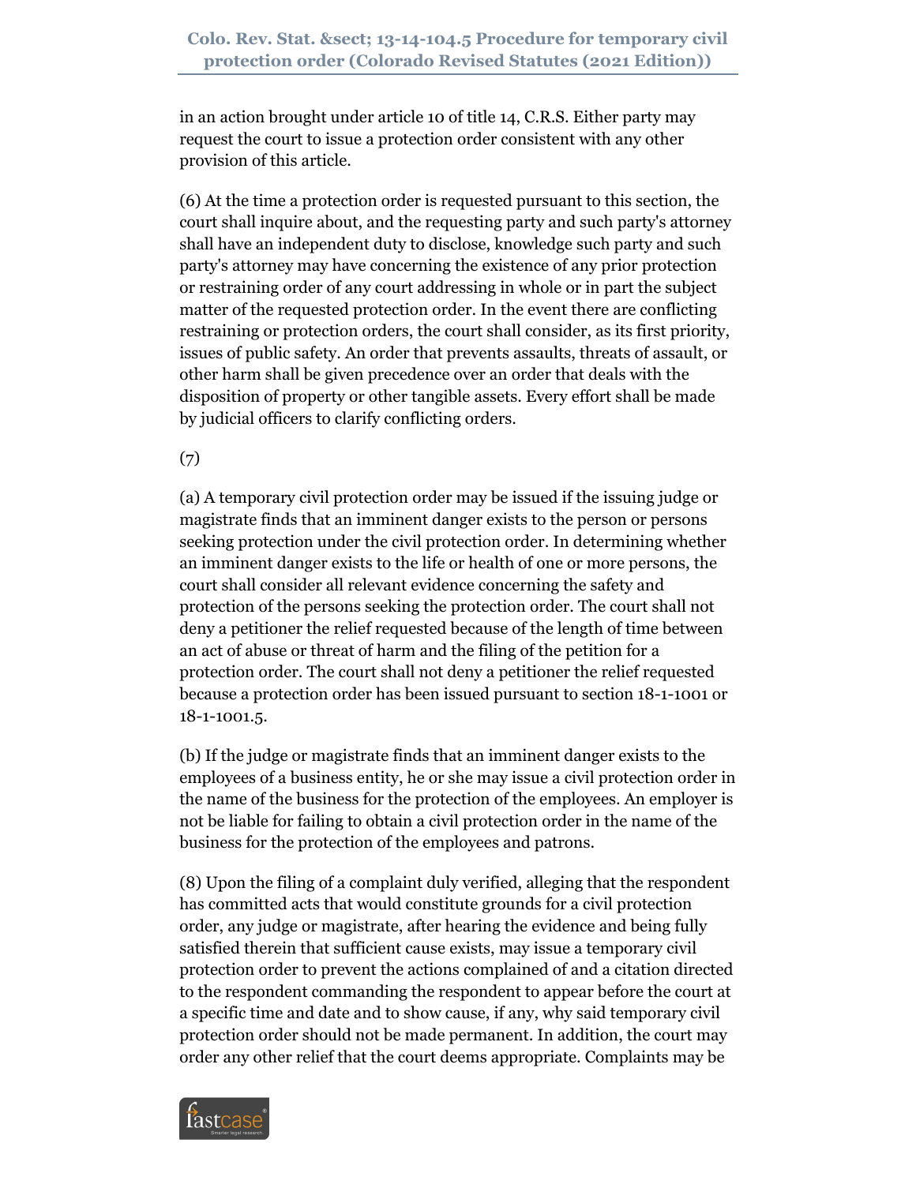in an action brought under article 10 of title 14, C.R.S. Either party may request the court to issue a protection order consistent with any other provision of this article.

(6) At the time a protection order is requested pursuant to this section, the court shall inquire about, and the requesting party and such party's attorney shall have an independent duty to disclose, knowledge such party and such party's attorney may have concerning the existence of any prior protection or restraining order of any court addressing in whole or in part the subject matter of the requested protection order. In the event there are conflicting restraining or protection orders, the court shall consider, as its first priority, issues of public safety. An order that prevents assaults, threats of assault, or other harm shall be given precedence over an order that deals with the disposition of property or other tangible assets. Every effort shall be made by judicial officers to clarify conflicting orders.

(7)

(a) A temporary civil protection order may be issued if the issuing judge or magistrate finds that an imminent danger exists to the person or persons seeking protection under the civil protection order. In determining whether an imminent danger exists to the life or health of one or more persons, the court shall consider all relevant evidence concerning the safety and protection of the persons seeking the protection order. The court shall not deny a petitioner the relief requested because of the length of time between an act of abuse or threat of harm and the filing of the petition for a protection order. The court shall not deny a petitioner the relief requested because a protection order has been issued pursuant to section 18-1-1001 or 18-1-1001.5.

(b) If the judge or magistrate finds that an imminent danger exists to the employees of a business entity, he or she may issue a civil protection order in the name of the business for the protection of the employees. An employer is not be liable for failing to obtain a civil protection order in the name of the business for the protection of the employees and patrons.

(8) Upon the filing of a complaint duly verified, alleging that the respondent has committed acts that would constitute grounds for a civil protection order, any judge or magistrate, after hearing the evidence and being fully satisfied therein that sufficient cause exists, may issue a temporary civil protection order to prevent the actions complained of and a citation directed to the respondent commanding the respondent to appear before the court at a specific time and date and to show cause, if any, why said temporary civil protection order should not be made permanent. In addition, the court may order any other relief that the court deems appropriate. Complaints may be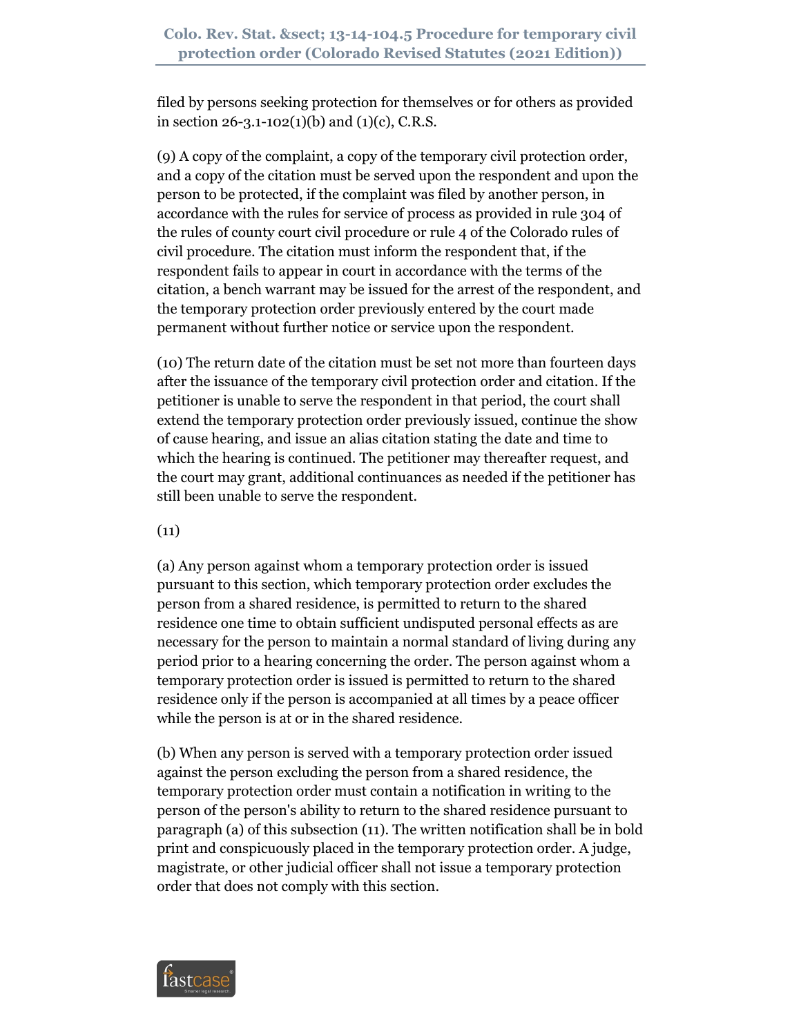filed by persons seeking protection for themselves or for others as provided in section 26-3.1-102(1)(b) and (1)(c), C.R.S.

(9) A copy of the complaint, a copy of the temporary civil protection order, and a copy of the citation must be served upon the respondent and upon the person to be protected, if the complaint was filed by another person, in accordance with the rules for service of process as provided in rule 304 of the rules of county court civil procedure or rule 4 of the Colorado rules of civil procedure. The citation must inform the respondent that, if the respondent fails to appear in court in accordance with the terms of the citation, a bench warrant may be issued for the arrest of the respondent, and the temporary protection order previously entered by the court made permanent without further notice or service upon the respondent.

(10) The return date of the citation must be set not more than fourteen days after the issuance of the temporary civil protection order and citation. If the petitioner is unable to serve the respondent in that period, the court shall extend the temporary protection order previously issued, continue the show of cause hearing, and issue an alias citation stating the date and time to which the hearing is continued. The petitioner may thereafter request, and the court may grant, additional continuances as needed if the petitioner has still been unable to serve the respondent.

(11)

(a) Any person against whom a temporary protection order is issued pursuant to this section, which temporary protection order excludes the person from a shared residence, is permitted to return to the shared residence one time to obtain sufficient undisputed personal effects as are necessary for the person to maintain a normal standard of living during any period prior to a hearing concerning the order. The person against whom a temporary protection order is issued is permitted to return to the shared residence only if the person is accompanied at all times by a peace officer while the person is at or in the shared residence.

(b) When any person is served with a temporary protection order issued against the person excluding the person from a shared residence, the temporary protection order must contain a notification in writing to the person of the person's ability to return to the shared residence pursuant to paragraph (a) of this subsection (11). The written notification shall be in bold print and conspicuously placed in the temporary protection order. A judge, magistrate, or other judicial officer shall not issue a temporary protection order that does not comply with this section.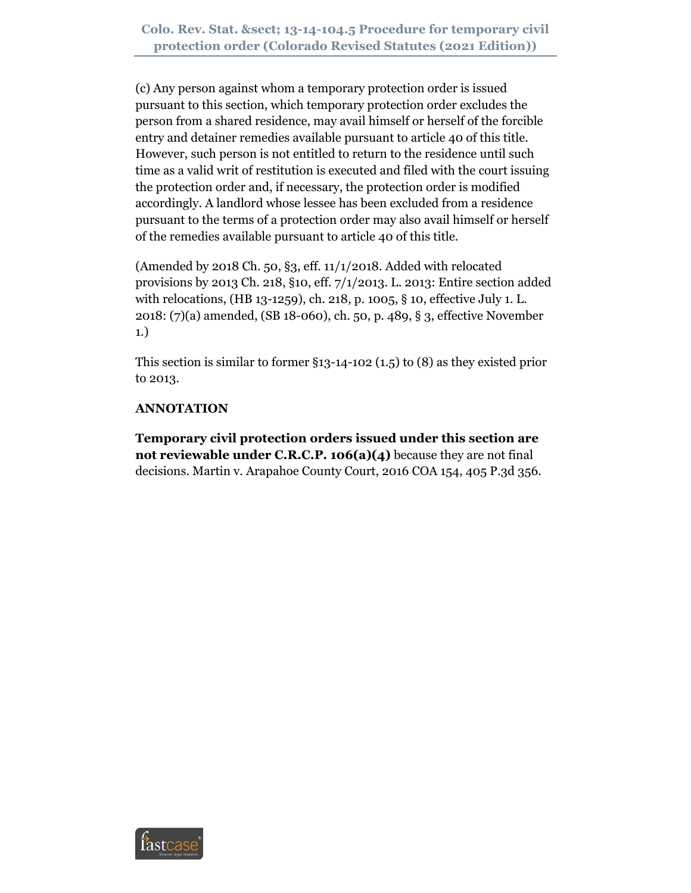(c) Any person against whom a temporary protection order is issued pursuant to this section, which temporary protection order excludes the person from a shared residence, may avail himself or herself of the forcible entry and detainer remedies available pursuant to article 40 of this title. However, such person is not entitled to return to the residence until such time as a valid writ of restitution is executed and filed with the court issuing the protection order and, if necessary, the protection order is modified accordingly. A landlord whose lessee has been excluded from a residence pursuant to the terms of a protection order may also avail himself or herself of the remedies available pursuant to article 40 of this title.

(Amended by 2018 Ch. 50, §3, eff. 11/1/2018. Added with relocated provisions by 2013 Ch. 218, §10, eff. 7/1/2013. L. 2013: Entire section added with relocations, (HB 13-1259), ch. 218, p. 1005, § 10, effective July 1. L. 2018: (7)(a) amended, (SB 18-060), ch. 50, p. 489, § 3, effective November 1.)

This section is similar to former §13-14-102 (1.5) to (8) as they existed prior to 2013.

**ANNOTATION**

**Temporary civil protection orders issued under this section are not reviewable under C.R.C.P. 106(a)(4)** because they are not final decisions. Martin v. Arapahoe County Court, 2016 COA 154, 405 P.3d 356.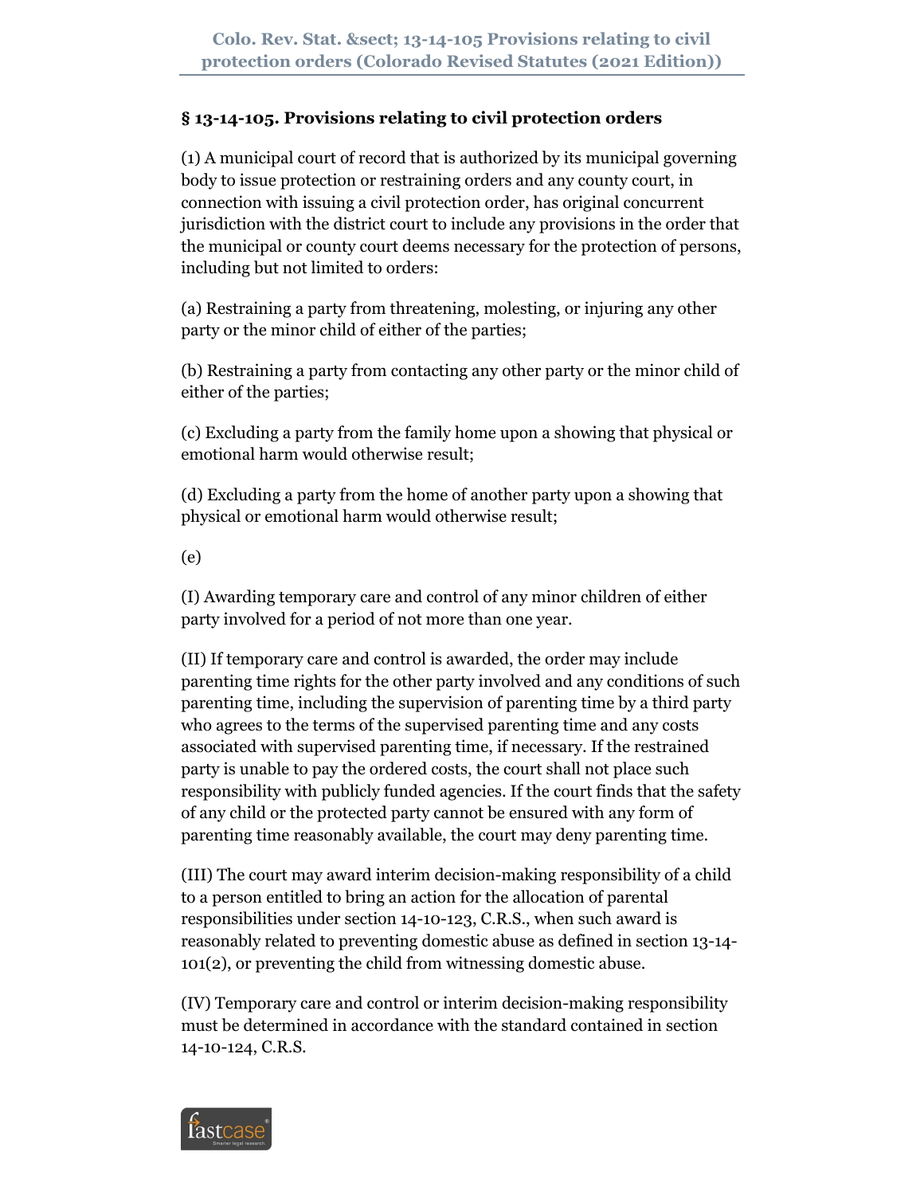## § 13-14-105. Provisions relating to civil protection orders

(1) A municipal court of record that is authorized by its municipal governing body to issue protection or restraining orders and any county court, in connection with issuing a civil protection order, has original concurrent jurisdiction with the district court to include any provisions in the order that the municipal or county court deems necessary for the protection of persons, including but not limited to orders:

(a) Restraining a party from threatening, molesting, or injuring any other party or the minor child of either of the parties;

(b) Restraining a party from contacting any other party or the minor child of either of the parties;

(c) Excluding a party from the family home upon a showing that physical or emotional harm would otherwise result;

(d) Excluding a party from the home of another party upon a showing that physical or emotional harm would otherwise result;

(e)

(I) Awarding temporary care and control of any minor children of either party involved for a period of not more than one year.

(II) If temporary care and control is awarded, the order may include parenting time rights for the other party involved and any conditions of such parenting time, including the supervision of parenting time by a third party who agrees to the terms of the supervised parenting time and any costs associated with supervised parenting time, if necessary. If the restrained party is unable to pay the ordered costs, the court shall not place such responsibility with publicly funded agencies. If the court finds that the safety of any child or the protected party cannot be ensured with any form of parenting time reasonably available, the court may deny parenting time.

(III) The court may award interim decision-making responsibility of a child to a person entitled to bring an action for the allocation of parental responsibilities under section 14-10-123, C.R.S., when such award is reasonably related to preventing domestic abuse as defined in section 13-14-101(2), or preventing the child from witnessing domestic abuse.

(IV) Temporary care and control or interim decision-making responsibility must be determined in accordance with the standard contained in section 14-10-124, C.R.S.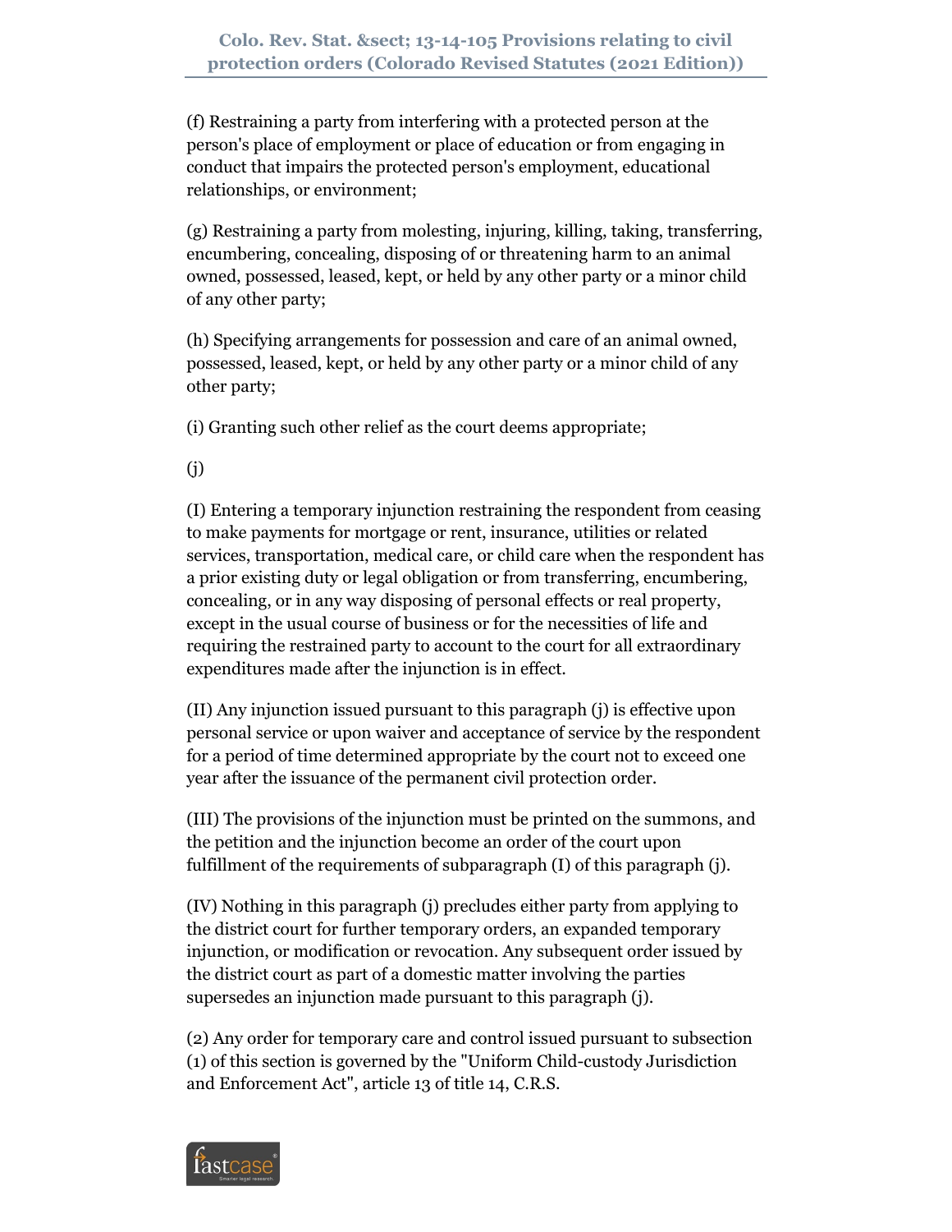(f) Restraining a party from interfering with a protected person at the person's place of employment or place of education or from engaging in conduct that impairs the protected person's employment, educational relationships, or environment;

(g) Restraining a party from molesting, injuring, killing, taking, transferring, encumbering, concealing, disposing of or threatening harm to an animal owned, possessed, leased, kept, or held by any other party or a minor child of any other party;

(h) Specifying arrangements for possession and care of an animal owned, possessed, leased, kept, or held by any other party or a minor child of any other party;

(i) Granting such other relief as the court deems appropriate;

(j)

(I) Entering a temporary injunction restraining the respondent from ceasing to make payments for mortgage or rent, insurance, utilities or related services, transportation, medical care, or child care when the respondent has a prior existing duty or legal obligation or from transferring, encumbering, concealing, or in any way disposing of personal effects or real property, except in the usual course of business or for the necessities of life and requiring the restrained party to account to the court for all extraordinary expenditures made after the injunction is in effect.

(II) Any injunction issued pursuant to this paragraph (j) is effective upon personal service or upon waiver and acceptance of service by the respondent for a period of time determined appropriate by the court not to exceed one year after the issuance of the permanent civil protection order.

(III) The provisions of the injunction must be printed on the summons, and the petition and the injunction become an order of the court upon fulfillment of the requirements of subparagraph (I) of this paragraph (j).

(IV) Nothing in this paragraph (j) precludes either party from applying to the district court for further temporary orders, an expanded temporary injunction, or modification or revocation. Any subsequent order issued by the district court as part of a domestic matter involving the parties supersedes an injunction made pursuant to this paragraph (j).

(2) Any order for temporary care and control issued pursuant to subsection (1) of this section is governed by the "Uniform Child-custody Jurisdiction and Enforcement Act", article 13 of title 14, C.R.S.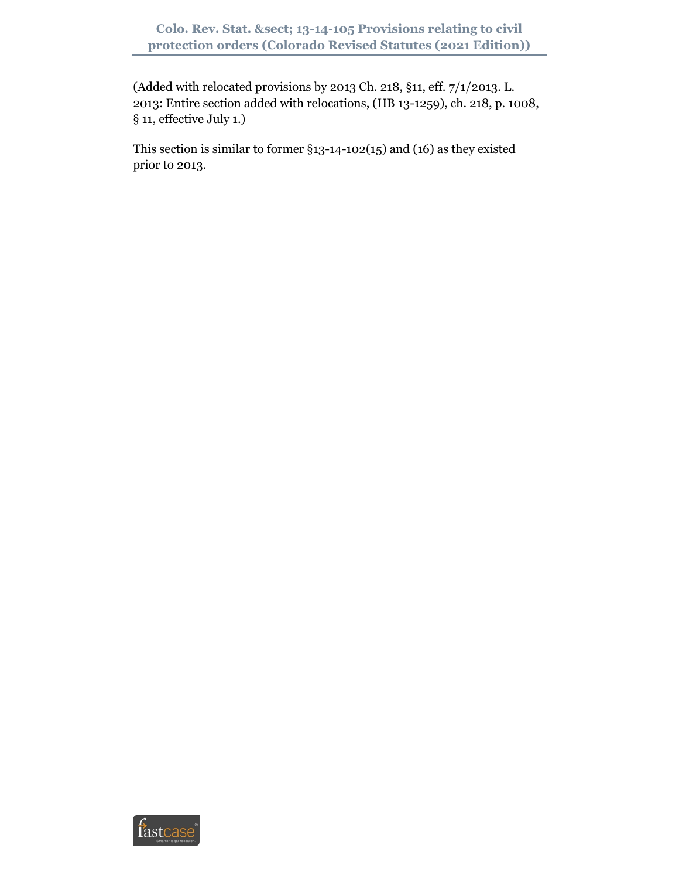(Added with relocated provisions by 2013 Ch. 218, §11, eff. 7/1/2013. L. 2013: Entire section added with relocations, (HB 13-1259), ch. 218, p. 1008, § 11, effective July 1.)

This section is similar to former §13-14-102(15) and (16) as they existed prior to 2013.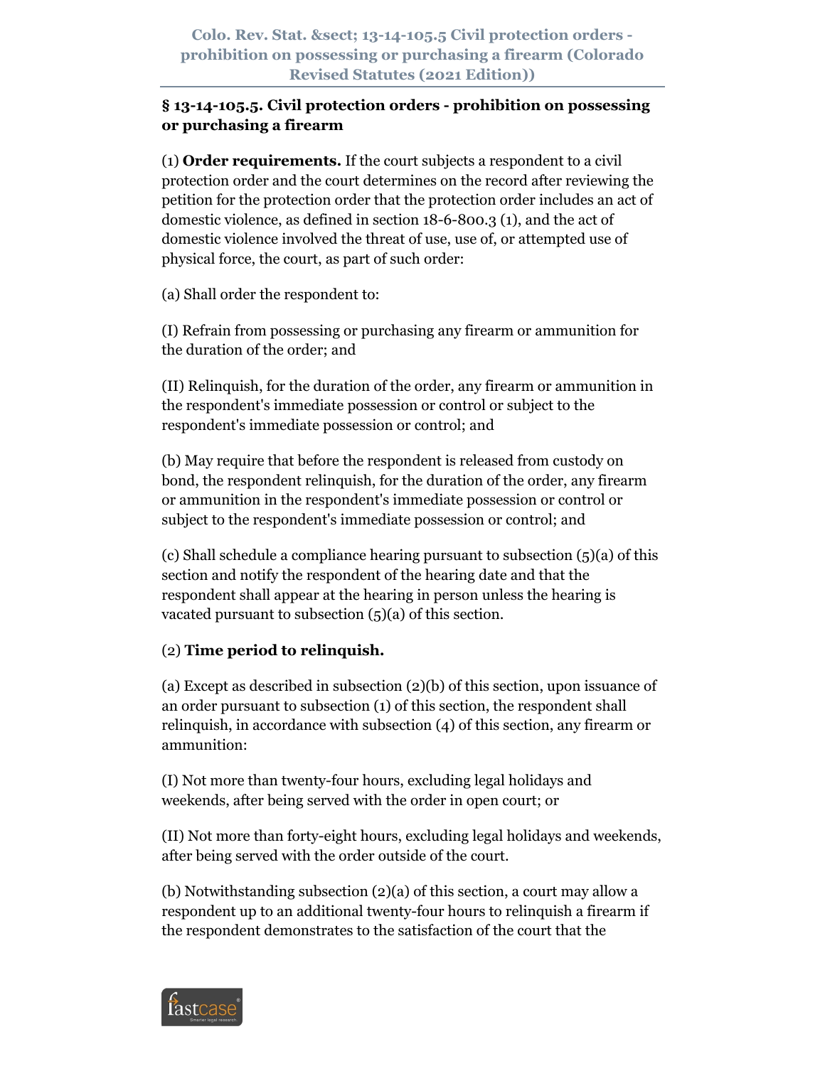## § 13-14-105.5. Civil protection orders - prohibition on possessing or purchasing a firearm

(1) **Order requirements.** If the court subjects a respondent to a civil protection order and the court determines on the record after reviewing the petition for the protection order that the protection order includes an act of domestic violence, as defined in section 18-6-800.3 (1), and the act of domestic violence involved the threat of use, use of, or attempted use of physical force, the court, as part of such order:

(a) Shall order the respondent to:

(I) Refrain from possessing or purchasing any firearm or ammunition for the duration of the order; and

(II) Relinquish, for the duration of the order, any firearm or ammunition in the respondent's immediate possession or control or subject to the respondent's immediate possession or control; and

(b) May require that before the respondent is released from custody on bond, the respondent relinquish, for the duration of the order, any firearm or ammunition in the respondent's immediate possession or control or subject to the respondent's immediate possession or control; and

(c) Shall schedule a compliance hearing pursuant to subsection (5)(a) of this section and notify the respondent of the hearing date and that the respondent shall appear at the hearing in person unless the hearing is vacated pursuant to subsection (5)(a) of this section.

(2) **Time period to relinquish.**

(a) Except as described in subsection (2)(b) of this section, upon issuance of an order pursuant to subsection (1) of this section, the respondent shall relinquish, in accordance with subsection (4) of this section, any firearm or ammunition:

(I) Not more than twenty-four hours, excluding legal holidays and weekends, after being served with the order in open court; or

(II) Not more than forty-eight hours, excluding legal holidays and weekends, after being served with the order outside of the court.

(b) Notwithstanding subsection (2)(a) of this section, a court may allow a respondent up to an additional twenty-four hours to relinquish a firearm if the respondent demonstrates to the satisfaction of the court that the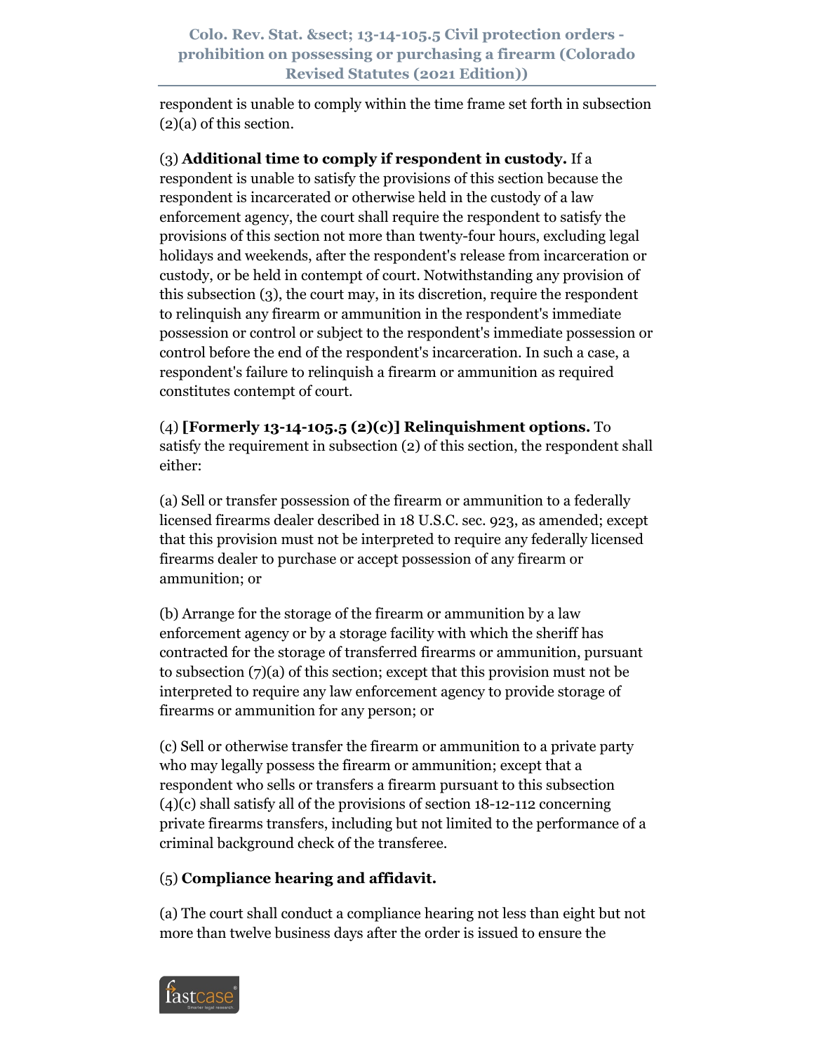respondent is unable to comply within the time frame set forth in subsection (2)(a) of this section.

(3) **Additional time to comply if respondent in custody.** If a respondent is unable to satisfy the provisions of this section because the respondent is incarcerated or otherwise held in the custody of a law enforcement agency, the court shall require the respondent to satisfy the provisions of this section not more than twenty-four hours, excluding legal holidays and weekends, after the respondent's release from incarceration or custody, or be held in contempt of court. Notwithstanding any provision of this subsection (3), the court may, in its discretion, require the respondent to relinquish any firearm or ammunition in the respondent's immediate possession or control or subject to the respondent's immediate possession or control before the end of the respondent's incarceration. In such a case, a respondent's failure to relinquish a firearm or ammunition as required constitutes contempt of court.

(4) **[Formerly 13-14-105.5 (2)(c)] Relinquishment options.** To satisfy the requirement in subsection (2) of this section, the respondent shall either:

(a) Sell or transfer possession of the firearm or ammunition to a federally licensed firearms dealer described in 18 U.S.C. sec. 923, as amended; except that this provision must not be interpreted to require any federally licensed firearms dealer to purchase or accept possession of any firearm or ammunition; or

(b) Arrange for the storage of the firearm or ammunition by a law enforcement agency or by a storage facility with which the sheriff has contracted for the storage of transferred firearms or ammunition, pursuant to subsection (7)(a) of this section; except that this provision must not be interpreted to require any law enforcement agency to provide storage of firearms or ammunition for any person; or

(c) Sell or otherwise transfer the firearm or ammunition to a private party who may legally possess the firearm or ammunition; except that a respondent who sells or transfers a firearm pursuant to this subsection (4)(c) shall satisfy all of the provisions of section 18-12-112 concerning private firearms transfers, including but not limited to the performance of a criminal background check of the transferee.

(5) **Compliance hearing and affidavit.**

(a) The court shall conduct a compliance hearing not less than eight but not more than twelve business days after the order is issued to ensure the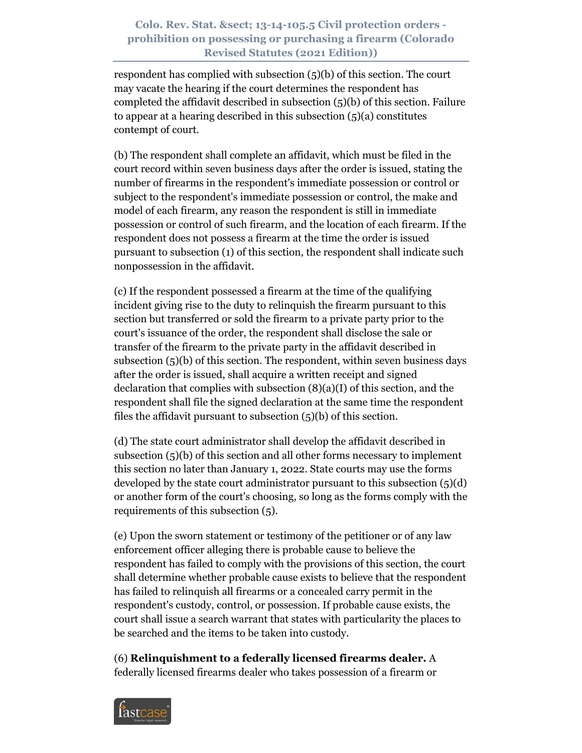respondent has complied with subsection (5)(b) of this section. The court may vacate the hearing if the court determines the respondent has completed the affidavit described in subsection (5)(b) of this section. Failure to appear at a hearing described in this subsection (5)(a) constitutes contempt of court.

(b) The respondent shall complete an affidavit, which must be filed in the court record within seven business days after the order is issued, stating the number of firearms in the respondent's immediate possession or control or subject to the respondent's immediate possession or control, the make and model of each firearm, any reason the respondent is still in immediate possession or control of such firearm, and the location of each firearm. If the respondent does not possess a firearm at the time the order is issued pursuant to subsection (1) of this section, the respondent shall indicate such nonpossession in the affidavit.

(c) If the respondent possessed a firearm at the time of the qualifying incident giving rise to the duty to relinquish the firearm pursuant to this section but transferred or sold the firearm to a private party prior to the court's issuance of the order, the respondent shall disclose the sale or transfer of the firearm to the private party in the affidavit described in subsection (5)(b) of this section. The respondent, within seven business days after the order is issued, shall acquire a written receipt and signed declaration that complies with subsection (8)(a)(I) of this section, and the respondent shall file the signed declaration at the same time the respondent files the affidavit pursuant to subsection (5)(b) of this section.

(d) The state court administrator shall develop the affidavit described in subsection (5)(b) of this section and all other forms necessary to implement this section no later than January 1, 2022. State courts may use the forms developed by the state court administrator pursuant to this subsection (5)(d) or another form of the court's choosing, so long as the forms comply with the requirements of this subsection (5).

(e) Upon the sworn statement or testimony of the petitioner or of any law enforcement officer alleging there is probable cause to believe the respondent has failed to comply with the provisions of this section, the court shall determine whether probable cause exists to believe that the respondent has failed to relinquish all firearms or a concealed carry permit in the respondent's custody, control, or possession. If probable cause exists, the court shall issue a search warrant that states with particularity the places to be searched and the items to be taken into custody.

(6) **Relinquishment to a federally licensed firearms dealer.** A federally licensed firearms dealer who takes possession of a firearm or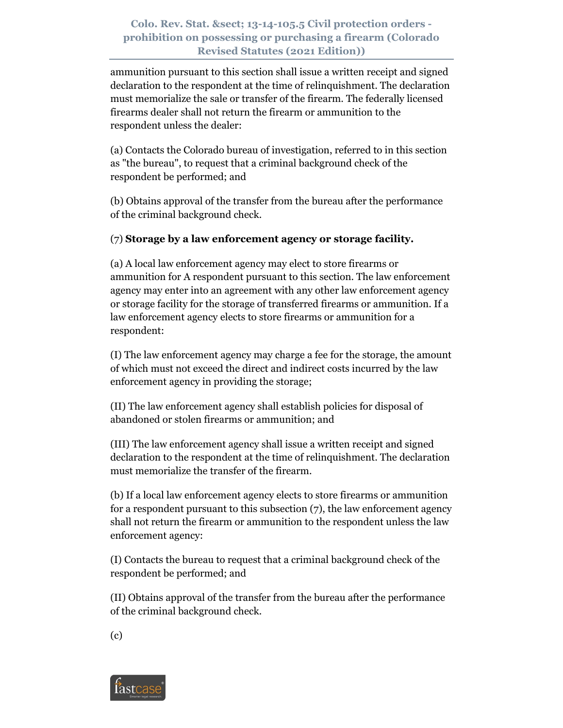ammunition pursuant to this section shall issue a written receipt and signed declaration to the respondent at the time of relinquishment. The declaration must memorialize the sale or transfer of the firearm. The federally licensed firearms dealer shall not return the firearm or ammunition to the respondent unless the dealer:

(a) Contacts the Colorado bureau of investigation, referred to in this section as "the bureau", to request that a criminal background check of the respondent be performed; and

(b) Obtains approval of the transfer from the bureau after the performance of the criminal background check.

(7) **Storage by a law enforcement agency or storage facility.**

(a) A local law enforcement agency may elect to store firearms or ammunition for A respondent pursuant to this section. The law enforcement agency may enter into an agreement with any other law enforcement agency or storage facility for the storage of transferred firearms or ammunition. If a law enforcement agency elects to store firearms or ammunition for a respondent:

(I) The law enforcement agency may charge a fee for the storage, the amount of which must not exceed the direct and indirect costs incurred by the law enforcement agency in providing the storage;

(II) The law enforcement agency shall establish policies for disposal of abandoned or stolen firearms or ammunition; and

(III) The law enforcement agency shall issue a written receipt and signed declaration to the respondent at the time of relinquishment. The declaration must memorialize the transfer of the firearm.

(b) If a local law enforcement agency elects to store firearms or ammunition for a respondent pursuant to this subsection (7), the law enforcement agency shall not return the firearm or ammunition to the respondent unless the law enforcement agency:

(I) Contacts the bureau to request that a criminal background check of the respondent be performed; and

(II) Obtains approval of the transfer from the bureau after the performance of the criminal background check.

(c)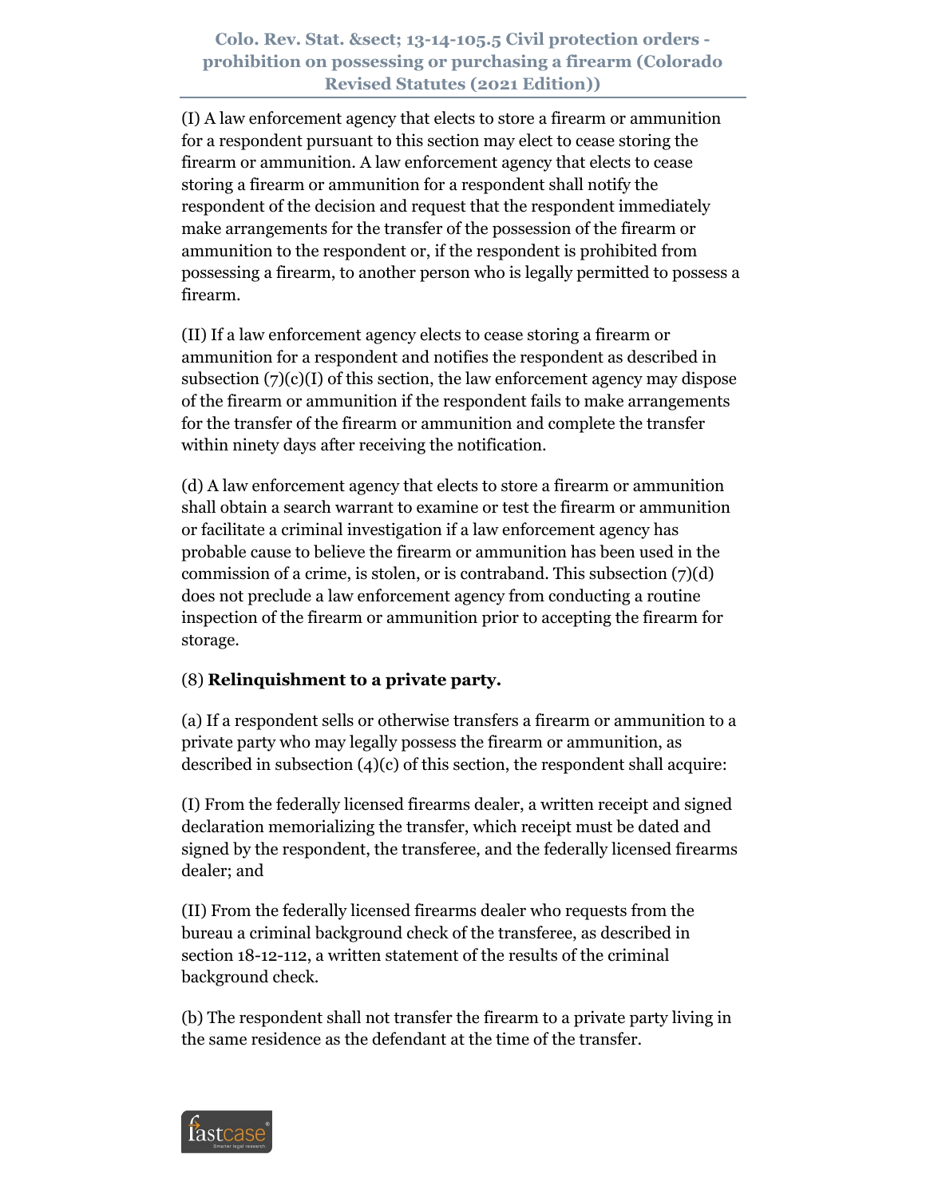(I) A law enforcement agency that elects to store a firearm or ammunition for a respondent pursuant to this section may elect to cease storing the firearm or ammunition. A law enforcement agency that elects to cease storing a firearm or ammunition for a respondent shall notify the respondent of the decision and request that the respondent immediately make arrangements for the transfer of the possession of the firearm or ammunition to the respondent or, if the respondent is prohibited from possessing a firearm, to another person who is legally permitted to possess a firearm.

(II) If a law enforcement agency elects to cease storing a firearm or ammunition for a respondent and notifies the respondent as described in subsection (7)(c)(I) of this section, the law enforcement agency may dispose of the firearm or ammunition if the respondent fails to make arrangements for the transfer of the firearm or ammunition and complete the transfer within ninety days after receiving the notification.

(d) A law enforcement agency that elects to store a firearm or ammunition shall obtain a search warrant to examine or test the firearm or ammunition or facilitate a criminal investigation if a law enforcement agency has probable cause to believe the firearm or ammunition has been used in the commission of a crime, is stolen, or is contraband. This subsection (7)(d) does not preclude a law enforcement agency from conducting a routine inspection of the firearm or ammunition prior to accepting the firearm for storage.

(8) **Relinquishment to a private party.**

(a) If a respondent sells or otherwise transfers a firearm or ammunition to a private party who may legally possess the firearm or ammunition, as described in subsection (4)(c) of this section, the respondent shall acquire:

(I) From the federally licensed firearms dealer, a written receipt and signed declaration memorializing the transfer, which receipt must be dated and signed by the respondent, the transferee, and the federally licensed firearms dealer; and

(II) From the federally licensed firearms dealer who requests from the bureau a criminal background check of the transferee, as described in section 18-12-112, a written statement of the results of the criminal background check.

(b) The respondent shall not transfer the firearm to a private party living in the same residence as the defendant at the time of the transfer.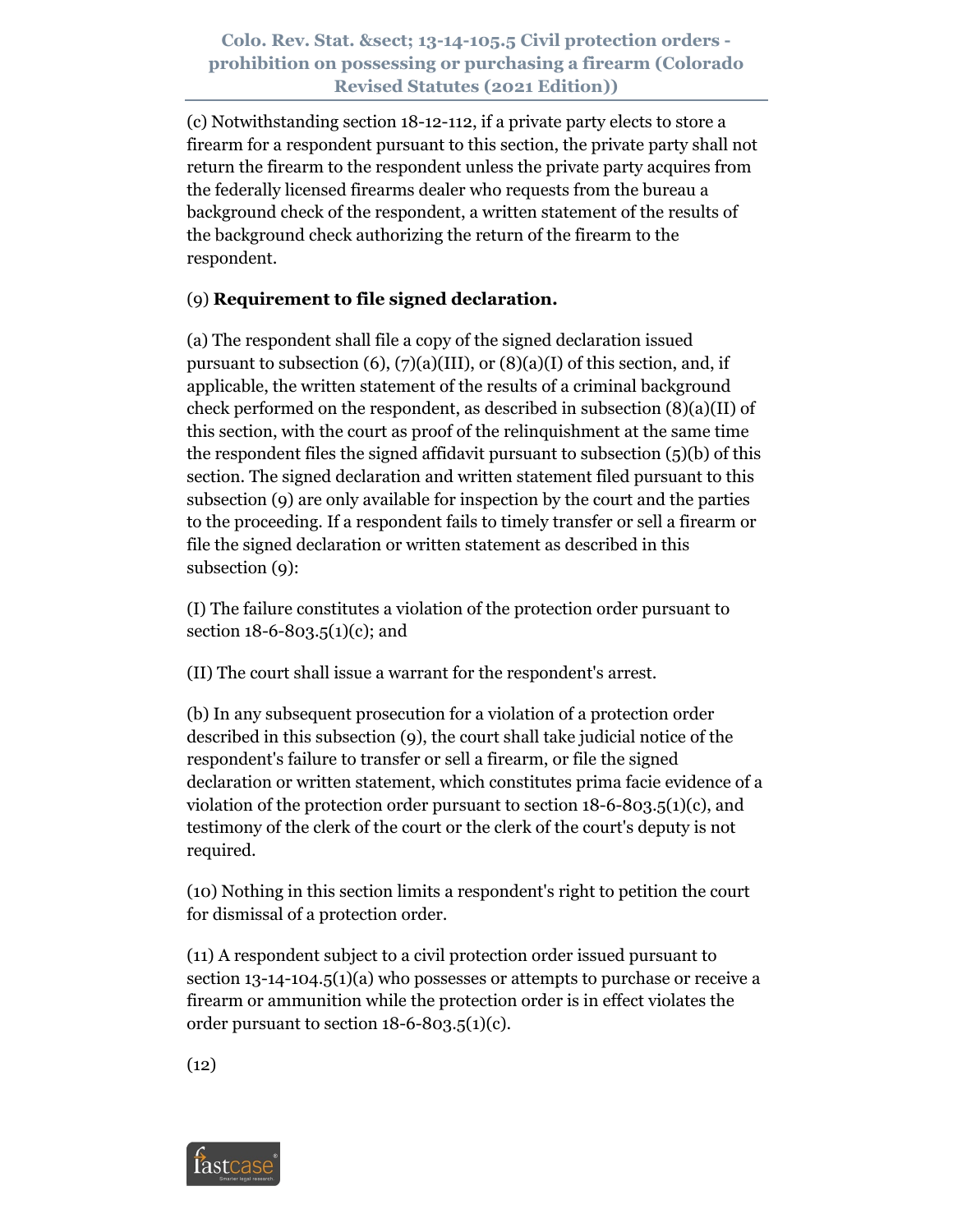(c) Notwithstanding section 18-12-112, if a private party elects to store a firearm for a respondent pursuant to this section, the private party shall not return the firearm to the respondent unless the private party acquires from the federally licensed firearms dealer who requests from the bureau a background check of the respondent, a written statement of the results of the background check authorizing the return of the firearm to the respondent.

(9) **Requirement to file signed declaration.**

(a) The respondent shall file a copy of the signed declaration issued pursuant to subsection (6), (7)(a)(III), or (8)(a)(I) of this section, and, if applicable, the written statement of the results of a criminal background check performed on the respondent, as described in subsection (8)(a)(II) of this section, with the court as proof of the relinquishment at the same time the respondent files the signed affidavit pursuant to subsection (5)(b) of this section. The signed declaration and written statement filed pursuant to this subsection (9) are only available for inspection by the court and the parties to the proceeding. If a respondent fails to timely transfer or sell a firearm or file the signed declaration or written statement as described in this subsection (9):

(I) The failure constitutes a violation of the protection order pursuant to section 18-6-803.5(1)(c); and

(II) The court shall issue a warrant for the respondent's arrest.

(b) In any subsequent prosecution for a violation of a protection order described in this subsection (9), the court shall take judicial notice of the respondent's failure to transfer or sell a firearm, or file the signed declaration or written statement, which constitutes prima facie evidence of a violation of the protection order pursuant to section 18-6-803.5(1)(c), and testimony of the clerk of the court or the clerk of the court's deputy is not required.

(10) Nothing in this section limits a respondent's right to petition the court for dismissal of a protection order.

(11) A respondent subject to a civil protection order issued pursuant to section 13-14-104.5(1)(a) who possesses or attempts to purchase or receive a firearm or ammunition while the protection order is in effect violates the order pursuant to section 18-6-803.5(1)(c).

(12)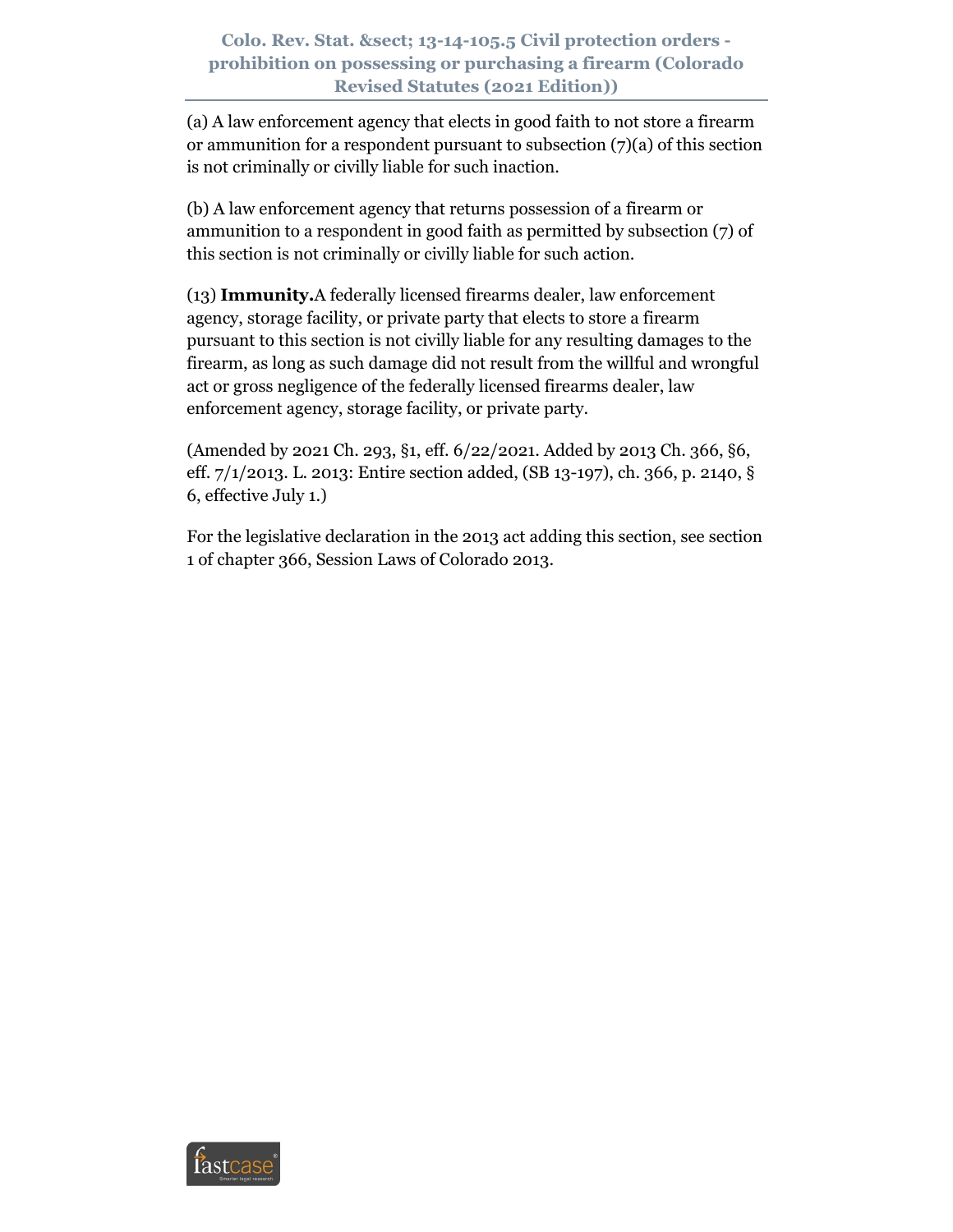(a) A law enforcement agency that elects in good faith to not store a firearm or ammunition for a respondent pursuant to subsection (7)(a) of this section is not criminally or civilly liable for such inaction.

(b) A law enforcement agency that returns possession of a firearm or ammunition to a respondent in good faith as permitted by subsection (7) of this section is not criminally or civilly liable for such action.

(13) **Immunity.** A federally licensed firearms dealer, law enforcement agency, storage facility, or private party that elects to store a firearm pursuant to this section is not civilly liable for any resulting damages to the firearm, as long as such damage did not result from the willful and wrongful act or gross negligence of the federally licensed firearms dealer, law enforcement agency, storage facility, or private party.

(Amended by 2021 Ch. 293, §1, eff. 6/22/2021. Added by 2013 Ch. 366, §6, eff. 7/1/2013. L. 2013: Entire section added, (SB 13-197), ch. 366, p. 2140, § 6, effective July 1.)

For the legislative declaration in the 2013 act adding this section, see section 1 of chapter 366, Session Laws of Colorado 2013.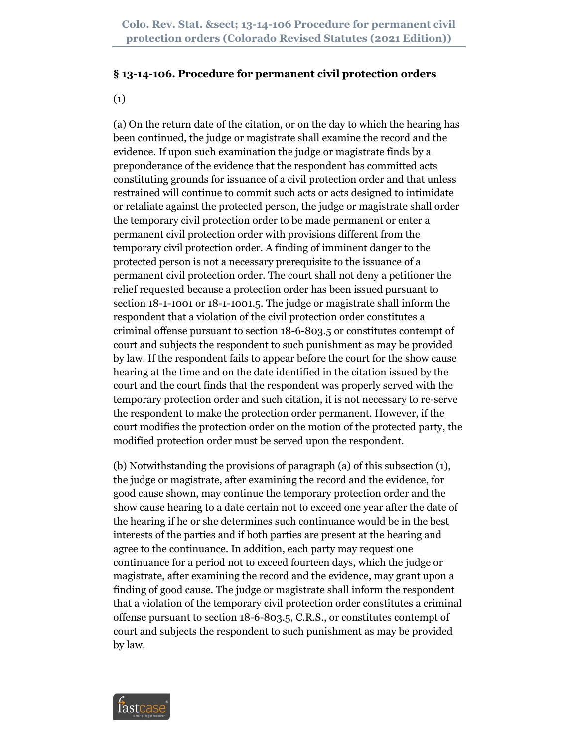## § 13-14-106. Procedure for permanent civil protection orders

(1)

(a) On the return date of the citation, or on the day to which the hearing has been continued, the judge or magistrate shall examine the record and the evidence. If upon such examination the judge or magistrate finds by a preponderance of the evidence that the respondent has committed acts constituting grounds for issuance of a civil protection order and that unless restrained will continue to commit such acts or acts designed to intimidate or retaliate against the protected person, the judge or magistrate shall order the temporary civil protection order to be made permanent or enter a permanent civil protection order with provisions different from the temporary civil protection order. A finding of imminent danger to the protected person is not a necessary prerequisite to the issuance of a permanent civil protection order. The court shall not deny a petitioner the relief requested because a protection order has been issued pursuant to section 18-1-1001 or 18-1-1001.5. The judge or magistrate shall inform the respondent that a violation of the civil protection order constitutes a criminal offense pursuant to section 18-6-803.5 or constitutes contempt of court and subjects the respondent to such punishment as may be provided by law. If the respondent fails to appear before the court for the show cause hearing at the time and on the date identified in the citation issued by the court and the court finds that the respondent was properly served with the temporary protection order and such citation, it is not necessary to re-serve the respondent to make the protection order permanent. However, if the court modifies the protection order on the motion of the protected party, the modified protection order must be served upon the respondent.

(b) Notwithstanding the provisions of paragraph (a) of this subsection (1), the judge or magistrate, after examining the record and the evidence, for good cause shown, may continue the temporary protection order and the show cause hearing to a date certain not to exceed one year after the date of the hearing if he or she determines such continuance would be in the best interests of the parties and if both parties are present at the hearing and agree to the continuance. In addition, each party may request one continuance for a period not to exceed fourteen days, which the judge or magistrate, after examining the record and the evidence, may grant upon a finding of good cause. The judge or magistrate shall inform the respondent that a violation of the temporary civil protection order constitutes a criminal offense pursuant to section 18-6-803.5, C.R.S., or constitutes contempt of court and subjects the respondent to such punishment as may be provided by law.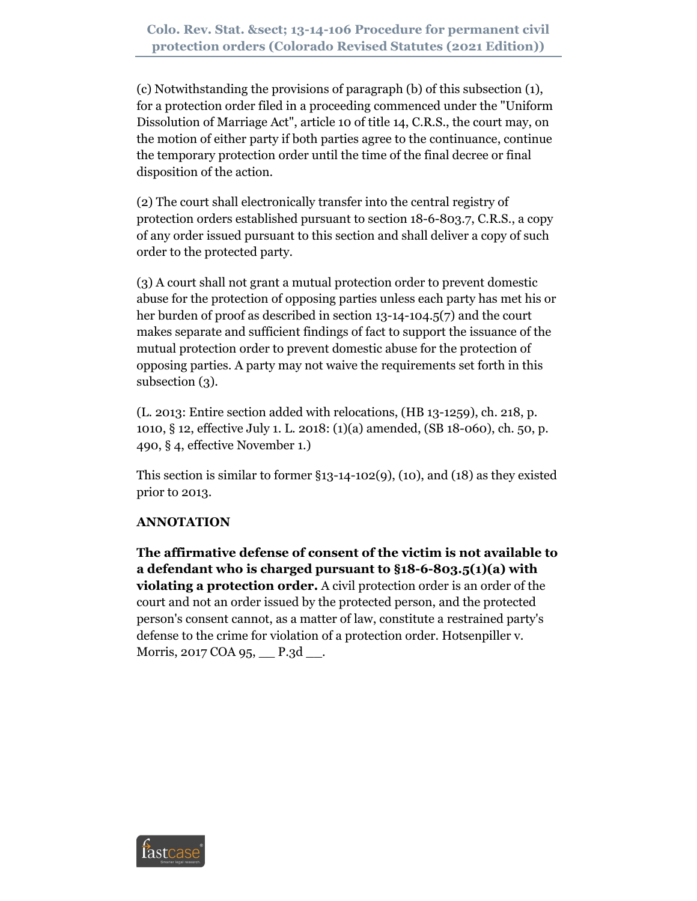(c) Notwithstanding the provisions of paragraph (b) of this subsection (1), for a protection order filed in a proceeding commenced under the "Uniform Dissolution of Marriage Act", article 10 of title 14, C.R.S., the court may, on the motion of either party if both parties agree to the continuance, continue the temporary protection order until the time of the final decree or final disposition of the action.

(2) The court shall electronically transfer into the central registry of protection orders established pursuant to section 18-6-803.7, C.R.S., a copy of any order issued pursuant to this section and shall deliver a copy of such order to the protected party.

(3) A court shall not grant a mutual protection order to prevent domestic abuse for the protection of opposing parties unless each party has met his or her burden of proof as described in section 13-14-104.5(7) and the court makes separate and sufficient findings of fact to support the issuance of the mutual protection order to prevent domestic abuse for the protection of opposing parties. A party may not waive the requirements set forth in this subsection (3).

(L. 2013: Entire section added with relocations, (HB 13-1259), ch. 218, p. 1010, § 12, effective July 1. L. 2018: (1)(a) amended, (SB 18-060), ch. 50, p. 490, § 4, effective November 1.)

This section is similar to former §13-14-102(9), (10), and (18) as they existed prior to 2013.

**ANNOTATION**

**The affirmative defense of consent of the victim is not available to a defendant who is charged pursuant to §18-6-803.5(1)(a) with violating a protection order.** A civil protection order is an order of the court and not an order issued by the protected person, and the protected person's consent cannot, as a matter of law, constitute a restrained party's defense to the crime for violation of a protection order. Hotsenpiller v. Morris, 2017 COA 95, __ P.3d __.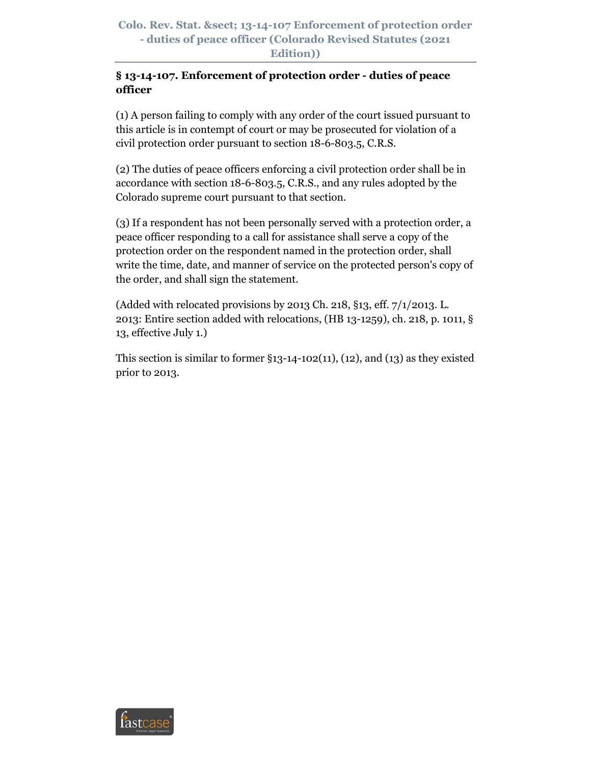## § 13-14-107. Enforcement of protection order - duties of peace officer

(1) A person failing to comply with any order of the court issued pursuant to this article is in contempt of court or may be prosecuted for violation of a civil protection order pursuant to section 18-6-803.5, C.R.S.

(2) The duties of peace officers enforcing a civil protection order shall be in accordance with section 18-6-803.5, C.R.S., and any rules adopted by the Colorado supreme court pursuant to that section.

(3) If a respondent has not been personally served with a protection order, a peace officer responding to a call for assistance shall serve a copy of the protection order on the respondent named in the protection order, shall write the time, date, and manner of service on the protected person's copy of the order, and shall sign the statement.

(Added with relocated provisions by 2013 Ch. 218, §13, eff. 7/1/2013. L. 2013: Entire section added with relocations, (HB 13-1259), ch. 218, p. 1011, § 13, effective July 1.)

This section is similar to former §13-14-102(11), (12), and (13) as they existed prior to 2013.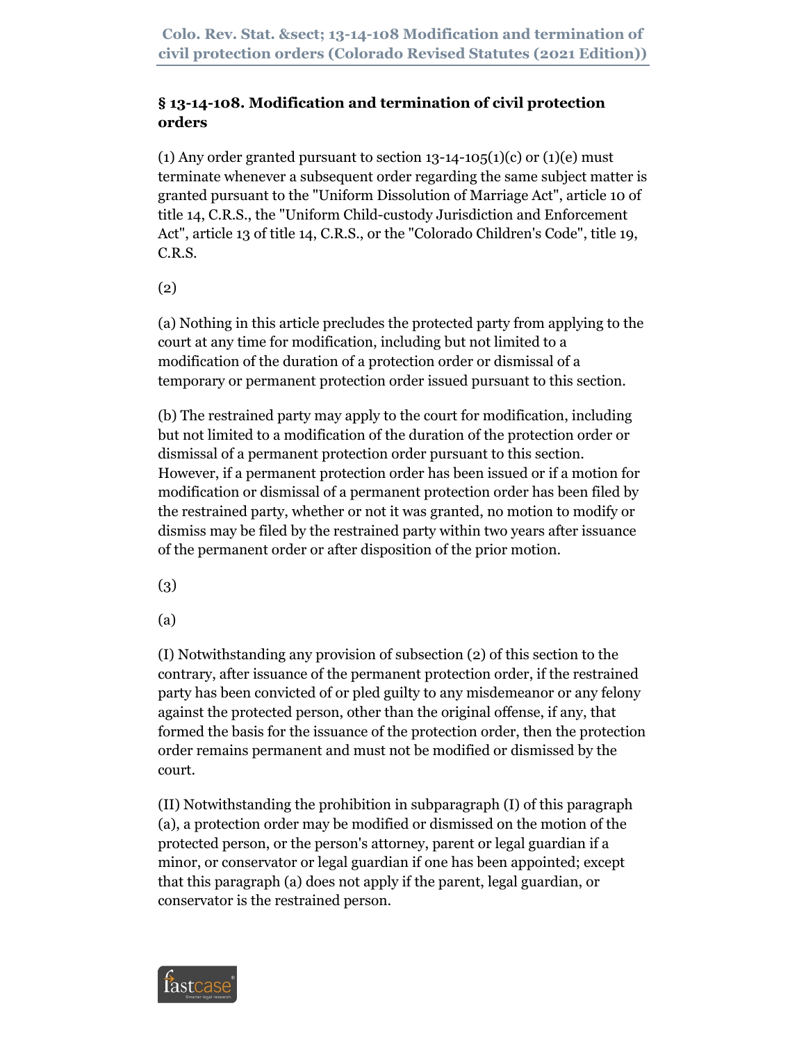## § 13-14-108. Modification and termination of civil protection orders

(1) Any order granted pursuant to section 13-14-105(1)(c) or (1)(e) must terminate whenever a subsequent order regarding the same subject matter is granted pursuant to the "Uniform Dissolution of Marriage Act", article 10 of title 14, C.R.S., the "Uniform Child-custody Jurisdiction and Enforcement Act", article 13 of title 14, C.R.S., or the "Colorado Children's Code", title 19, C.R.S.

(2)

(a) Nothing in this article precludes the protected party from applying to the court at any time for modification, including but not limited to a modification of the duration of a protection order or dismissal of a temporary or permanent protection order issued pursuant to this section.

(b) The restrained party may apply to the court for modification, including but not limited to a modification of the duration of the protection order or dismissal of a permanent protection order pursuant to this section. However, if a permanent protection order has been issued or if a motion for modification or dismissal of a permanent protection order has been filed by the restrained party, whether or not it was granted, no motion to modify or dismiss may be filed by the restrained party within two years after issuance of the permanent order or after disposition of the prior motion.

(3)

(a)

(I) Notwithstanding any provision of subsection (2) of this section to the contrary, after issuance of the permanent protection order, if the restrained party has been convicted of or pled guilty to any misdemeanor or any felony against the protected person, other than the original offense, if any, that formed the basis for the issuance of the protection order, then the protection order remains permanent and must not be modified or dismissed by the court.

(II) Notwithstanding the prohibition in subparagraph (I) of this paragraph (a), a protection order may be modified or dismissed on the motion of the protected person, or the person's attorney, parent or legal guardian if a minor, or conservator or legal guardian if one has been appointed; except that this paragraph (a) does not apply if the parent, legal guardian, or conservator is the restrained person.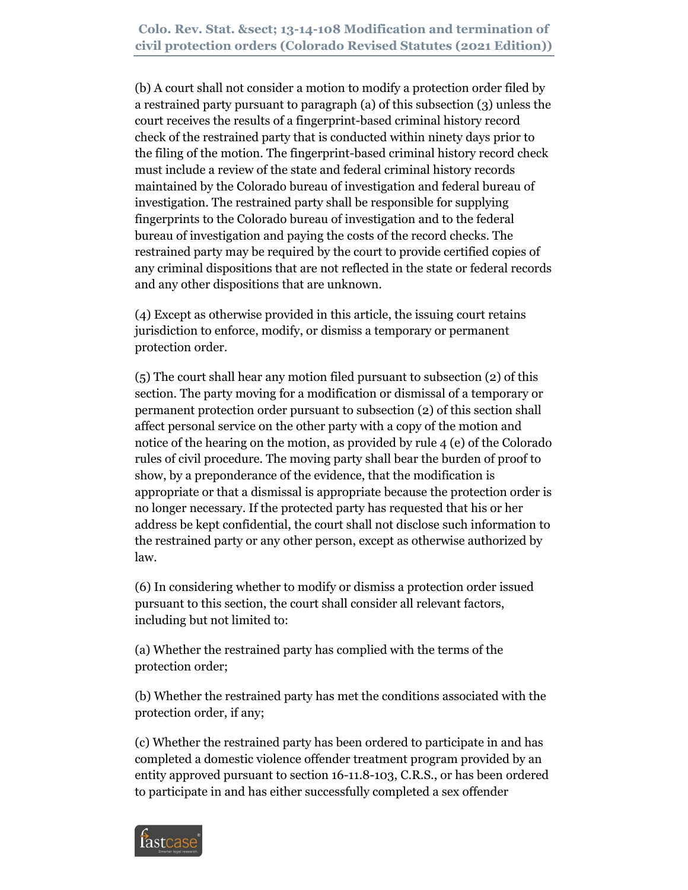(b) A court shall not consider a motion to modify a protection order filed by a restrained party pursuant to paragraph (a) of this subsection (3) unless the court receives the results of a fingerprint-based criminal history record check of the restrained party that is conducted within ninety days prior to the filing of the motion. The fingerprint-based criminal history record check must include a review of the state and federal criminal history records maintained by the Colorado bureau of investigation and federal bureau of investigation. The restrained party shall be responsible for supplying fingerprints to the Colorado bureau of investigation and to the federal bureau of investigation and paying the costs of the record checks. The restrained party may be required by the court to provide certified copies of any criminal dispositions that are not reflected in the state or federal records and any other dispositions that are unknown.

(4) Except as otherwise provided in this article, the issuing court retains jurisdiction to enforce, modify, or dismiss a temporary or permanent protection order.

(5) The court shall hear any motion filed pursuant to subsection (2) of this section. The party moving for a modification or dismissal of a temporary or permanent protection order pursuant to subsection (2) of this section shall affect personal service on the other party with a copy of the motion and notice of the hearing on the motion, as provided by rule 4 (e) of the Colorado rules of civil procedure. The moving party shall bear the burden of proof to show, by a preponderance of the evidence, that the modification is appropriate or that a dismissal is appropriate because the protection order is no longer necessary. If the protected party has requested that his or her address be kept confidential, the court shall not disclose such information to the restrained party or any other person, except as otherwise authorized by law.

(6) In considering whether to modify or dismiss a protection order issued pursuant to this section, the court shall consider all relevant factors, including but not limited to:

(a) Whether the restrained party has complied with the terms of the protection order;

(b) Whether the restrained party has met the conditions associated with the protection order, if any;

(c) Whether the restrained party has been ordered to participate in and has completed a domestic violence offender treatment program provided by an entity approved pursuant to section 16-11.8-103, C.R.S., or has been ordered to participate in and has either successfully completed a sex offender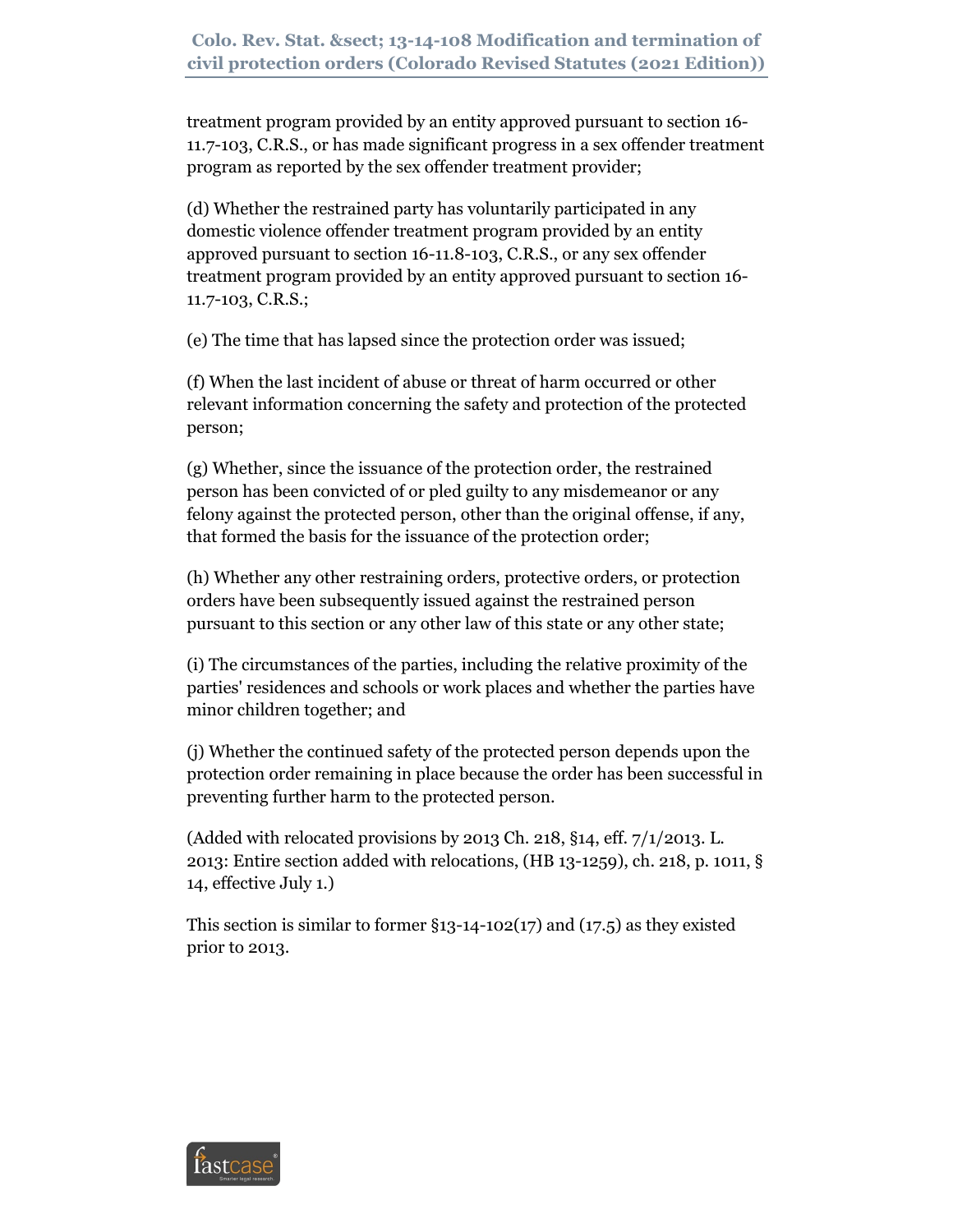treatment program provided by an entity approved pursuant to section 16-11.7-103, C.R.S., or has made significant progress in a sex offender treatment program as reported by the sex offender treatment provider;

(d) Whether the restrained party has voluntarily participated in any domestic violence offender treatment program provided by an entity approved pursuant to section 16-11.8-103, C.R.S., or any sex offender treatment program provided by an entity approved pursuant to section 16-11.7-103, C.R.S.;

(e) The time that has lapsed since the protection order was issued;

(f) When the last incident of abuse or threat of harm occurred or other relevant information concerning the safety and protection of the protected person;

(g) Whether, since the issuance of the protection order, the restrained person has been convicted of or pled guilty to any misdemeanor or any felony against the protected person, other than the original offense, if any, that formed the basis for the issuance of the protection order;

(h) Whether any other restraining orders, protective orders, or protection orders have been subsequently issued against the restrained person pursuant to this section or any other law of this state or any other state;

(i) The circumstances of the parties, including the relative proximity of the parties' residences and schools or work places and whether the parties have minor children together; and

(j) Whether the continued safety of the protected person depends upon the protection order remaining in place because the order has been successful in preventing further harm to the protected person.

(Added with relocated provisions by 2013 Ch. 218, §14, eff. 7/1/2013. L. 2013: Entire section added with relocations, (HB 13-1259), ch. 218, p. 1011, § 14, effective July 1.)

This section is similar to former §13-14-102(17) and (17.5) as they existed prior to 2013.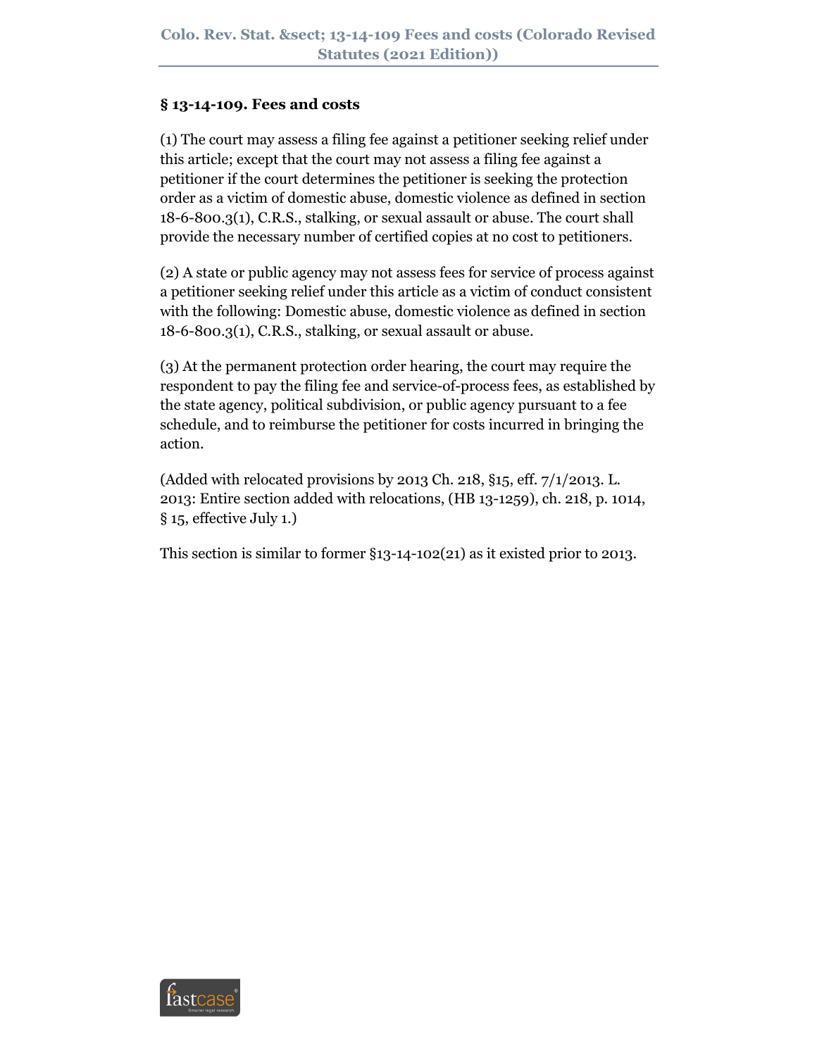## § 13-14-109. Fees and costs

(1) The court may assess a filing fee against a petitioner seeking relief under this article; except that the court may not assess a filing fee against a petitioner if the court determines the petitioner is seeking the protection order as a victim of domestic abuse, domestic violence as defined in section 18-6-800.3(1), C.R.S., stalking, or sexual assault or abuse. The court shall provide the necessary number of certified copies at no cost to petitioners.

(2) A state or public agency may not assess fees for service of process against a petitioner seeking relief under this article as a victim of conduct consistent with the following: Domestic abuse, domestic violence as defined in section 18-6-800.3(1), C.R.S., stalking, or sexual assault or abuse.

(3) At the permanent protection order hearing, the court may require the respondent to pay the filing fee and service-of-process fees, as established by the state agency, political subdivision, or public agency pursuant to a fee schedule, and to reimburse the petitioner for costs incurred in bringing the action.

(Added with relocated provisions by 2013 Ch. 218, §15, eff. 7/1/2013. L. 2013: Entire section added with relocations, (HB 13-1259), ch. 218, p. 1014, § 15, effective July 1.)

This section is similar to former §13-14-102(21) as it existed prior to 2013.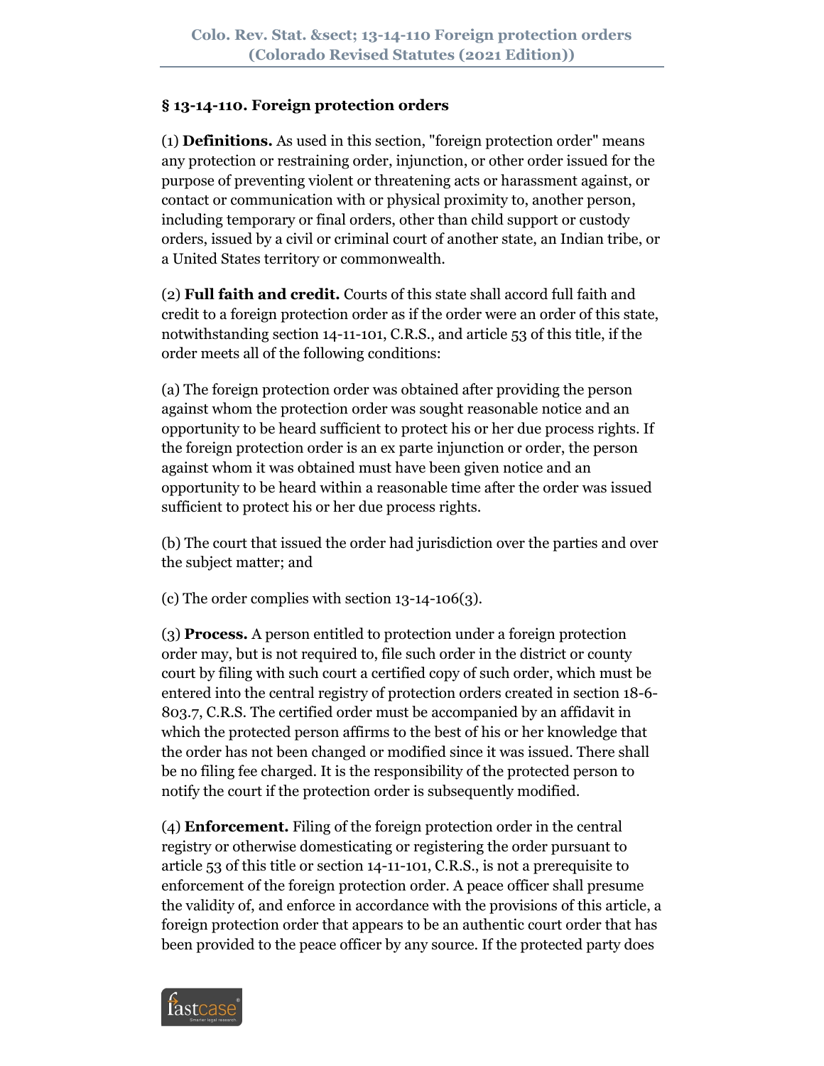### § 13-14-110. Foreign protection orders

(1) **Definitions.** As used in this section, "foreign protection order" means any protection or restraining order, injunction, or other order issued for the purpose of preventing violent or threatening acts or harassment against, or contact or communication with or physical proximity to, another person, including temporary or final orders, other than child support or custody orders, issued by a civil or criminal court of another state, an Indian tribe, or a United States territory or commonwealth.

(2) **Full faith and credit.** Courts of this state shall accord full faith and credit to a foreign protection order as if the order were an order of this state, notwithstanding section 14-11-101, C.R.S., and article 53 of this title, if the order meets all of the following conditions:

(a) The foreign protection order was obtained after providing the person against whom the protection order was sought reasonable notice and an opportunity to be heard sufficient to protect his or her due process rights. If the foreign protection order is an ex parte injunction or order, the person against whom it was obtained must have been given notice and an opportunity to be heard within a reasonable time after the order was issued sufficient to protect his or her due process rights.

(b) The court that issued the order had jurisdiction over the parties and over the subject matter; and

(c) The order complies with section 13-14-106(3).

(3) **Process.** A person entitled to protection under a foreign protection order may, but is not required to, file such order in the district or county court by filing with such court a certified copy of such order, which must be entered into the central registry of protection orders created in section 18-6-803.7, C.R.S. The certified order must be accompanied by an affidavit in which the protected person affirms to the best of his or her knowledge that the order has not been changed or modified since it was issued. There shall be no filing fee charged. It is the responsibility of the protected person to notify the court if the protection order is subsequently modified.

(4) **Enforcement.** Filing of the foreign protection order in the central registry or otherwise domesticating or registering the order pursuant to article 53 of this title or section 14-11-101, C.R.S., is not a prerequisite to enforcement of the foreign protection order. A peace officer shall presume the validity of, and enforce in accordance with the provisions of this article, a foreign protection order that appears to be an authentic court order that has been provided to the peace officer by any source. If the protected party does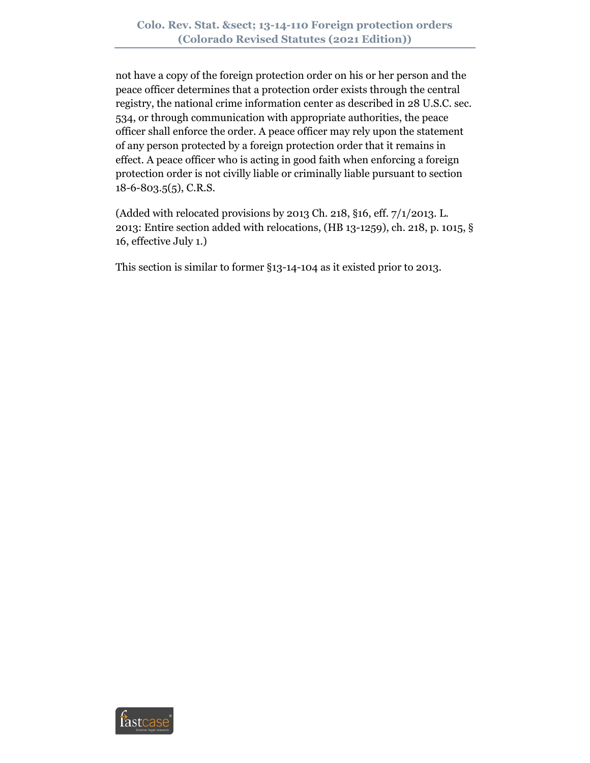not have a copy of the foreign protection order on his or her person and the peace officer determines that a protection order exists through the central registry, the national crime information center as described in 28 U.S.C. sec. 534, or through communication with appropriate authorities, the peace officer shall enforce the order. A peace officer may rely upon the statement of any person protected by a foreign protection order that it remains in effect. A peace officer who is acting in good faith when enforcing a foreign protection order is not civilly liable or criminally liable pursuant to section 18-6-803.5(5), C.R.S.

(Added with relocated provisions by 2013 Ch. 218, §16, eff. 7/1/2013. L. 2013: Entire section added with relocations, (HB 13-1259), ch. 218, p. 1015, § 16, effective July 1.)

This section is similar to former §13-14-104 as it existed prior to 2013.